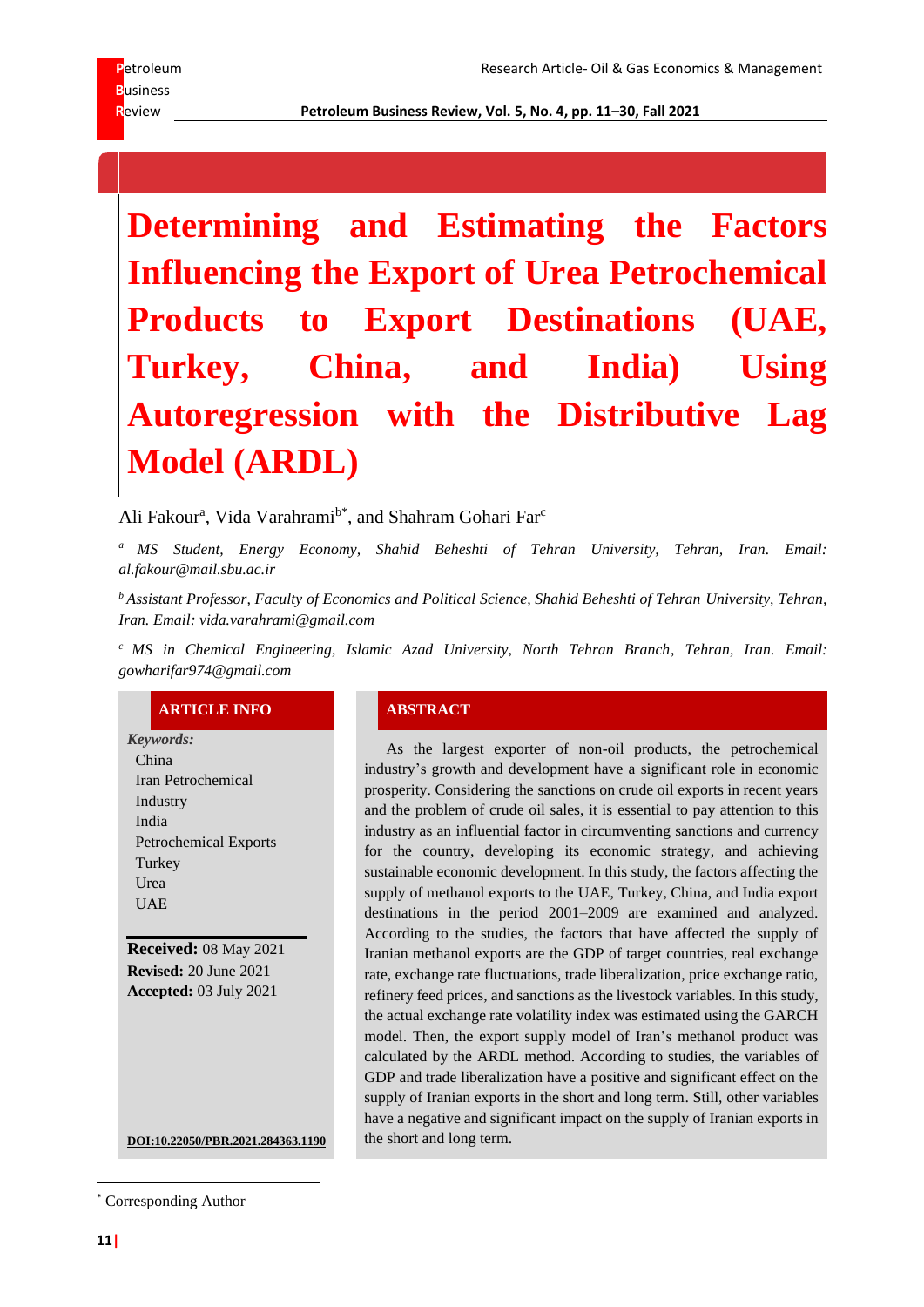# Determining and Estimating the Factors Influencing the Export of Urea Petrochemical Products to Export Destinations (UAE, Turkey, China, and India) Using Autoregression with the Distributive Lag Model (ARDL)

Ali Fakour[a], Vida Varahrami[b*], and Shahram Gohari Far[c]

[a] *MS Student, Energy Economy, Shahid Beheshti of Tehran University, Tehran, Iran. Email: al.fakour@mail.sbu.ac.ir*

[b] *Assistant Professor, Faculty of Economics and Political Science, Shahid Beheshti of Tehran University, Tehran, Iran. Email: vida.varahrami@gmail.com*

[c] *MS in Chemical Engineering, Islamic Azad University, North Tehran Branch, Tehran, Iran. Email: gowharifar974@gmail.com*

## ARTICLE INFO

***Keywords:***

- China
- Iran Petrochemical Industry
- India
- Petrochemical Exports
- Turkey
- Urea
- UAE

**Received:** 08 May 2021
**Revised:** 20 June 2021
**Accepted:** 03 July 2021

DOI:10.22050/PBR.2021.284363.1190

## ABSTRACT

As the largest exporter of non-oil products, the petrochemical industry's growth and development have a significant role in economic prosperity. Considering the sanctions on crude oil exports in recent years and the problem of crude oil sales, it is essential to pay attention to this industry as an influential factor in circumventing sanctions and currency for the country, developing its economic strategy, and achieving sustainable economic development. In this study, the factors affecting the supply of methanol exports to the UAE, Turkey, China, and India export destinations in the period 2001–2009 are examined and analyzed. According to the studies, the factors that have affected the supply of Iranian methanol exports are the GDP of target countries, real exchange rate, exchange rate fluctuations, trade liberalization, price exchange ratio, refinery feed prices, and sanctions as the livestock variables. In this study, the actual exchange rate volatility index was estimated using the GARCH model. Then, the export supply model of Iran's methanol product was calculated by the ARDL method. According to studies, the variables of GDP and trade liberalization have a positive and significant effect on the supply of Iranian exports in the short and long term. Still, other variables have a negative and significant impact on the supply of Iranian exports in the short and long term.

[*] Corresponding Author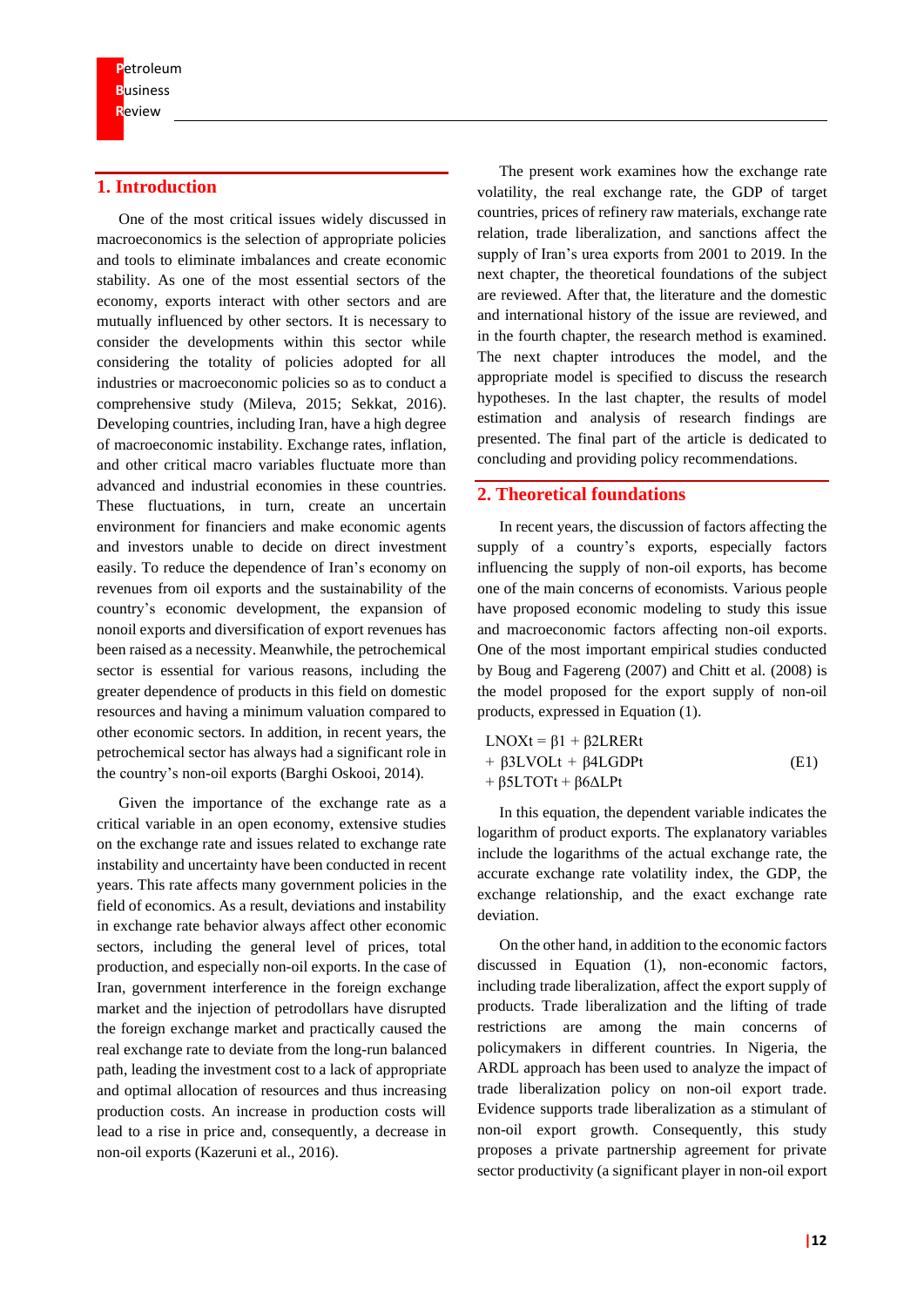## 1. Introduction

One of the most critical issues widely discussed in macroeconomics is the selection of appropriate policies and tools to eliminate imbalances and create economic stability. As one of the most essential sectors of the economy, exports interact with other sectors and are mutually influenced by other sectors. It is necessary to consider the developments within this sector while considering the totality of policies adopted for all industries or macroeconomic policies so as to conduct a comprehensive study (Mileva, 2015; Sekkat, 2016). Developing countries, including Iran, have a high degree of macroeconomic instability. Exchange rates, inflation, and other critical macro variables fluctuate more than advanced and industrial economies in these countries. These fluctuations, in turn, create an uncertain environment for financiers and make economic agents and investors unable to decide on direct investment easily. To reduce the dependence of Iran's economy on revenues from oil exports and the sustainability of the country's economic development, the expansion of nonoil exports and diversification of export revenues has been raised as a necessity. Meanwhile, the petrochemical sector is essential for various reasons, including the greater dependence of products in this field on domestic resources and having a minimum valuation compared to other economic sectors. In addition, in recent years, the petrochemical sector has always had a significant role in the country's non-oil exports (Barghi Oskooi, 2014).

Given the importance of the exchange rate as a critical variable in an open economy, extensive studies on the exchange rate and issues related to exchange rate instability and uncertainty have been conducted in recent years. This rate affects many government policies in the field of economics. As a result, deviations and instability in exchange rate behavior always affect other economic sectors, including the general level of prices, total production, and especially non-oil exports. In the case of Iran, government interference in the foreign exchange market and the injection of petrodollars have disrupted the foreign exchange and practically caused the real exchange rate to deviate from the long-run balanced path, leading the investment cost to a lack of appropriate and optimal allocation of resources and thus increasing production costs. An increase in production costs will lead to a rise in price and, consequently, a decrease in non-oil exports (Kazeruni et al., 2016).

The present work examines how the exchange rate volatility, the real exchange rate, the GDP of target countries, prices of refinery raw materials, exchange rate relation, trade liberalization, and sanctions affect the supply of Iran's urea exports from 2001 to 2019. In the next chapter, the theoretical foundations of the subject are reviewed. After that, the literature and the domestic and international history of the issue are reviewed, and in the fourth chapter, the research method is examined. The next chapter introduces the model, and the appropriate model is specified to discuss the research hypotheses. In the last chapter, the results of model estimation and analysis of research findings are presented. The final part of the article is dedicated to concluding and providing policy recommendations.

## 2. Theoretical foundations

In recent years, the discussion of factors affecting the supply of a country's exports, especially factors influencing the supply of non-oil exports, has become one of the main concerns of economists. Various people have proposed economic modeling to study this issue and macroeconomic factors affecting non-oil exports. One of the most important empirical studies conducted by Boug and Fagereng (2007) and Chitt et al. (2008) is the model proposed for the export supply of non-oil products, expressed in Equation (1).

$$LNOX_t = \beta 1 + \beta 2LRER_t + \beta 3LVOL_t + \beta 4LGDP_t + \beta 5LTOT_t + \beta 6\Delta LP_t \qquad \text{(E1)}$$

In this equation, the dependent variable indicates the logarithm of product exports. The explanatory variables include the logarithms of the actual exchange rate, the accurate exchange rate volatility index, the GDP, the exchange relationship, and the exact exchange rate deviation.

On the other hand, in addition to the economic factors discussed in Equation (1), non-economic factors, including trade liberalization, affect the export supply of products. Trade liberalization and the lifting of trade restrictions are among the main concerns of policymakers in different countries. In Nigeria, the ARDL approach has been used to analyze the impact of trade liberalization policy on non-oil export trade. Evidence supports trade liberalization as a stimulant of non-oil export growth. Consequently, this study proposes a private partnership agreement for private sector productivity (a significant player in non-oil export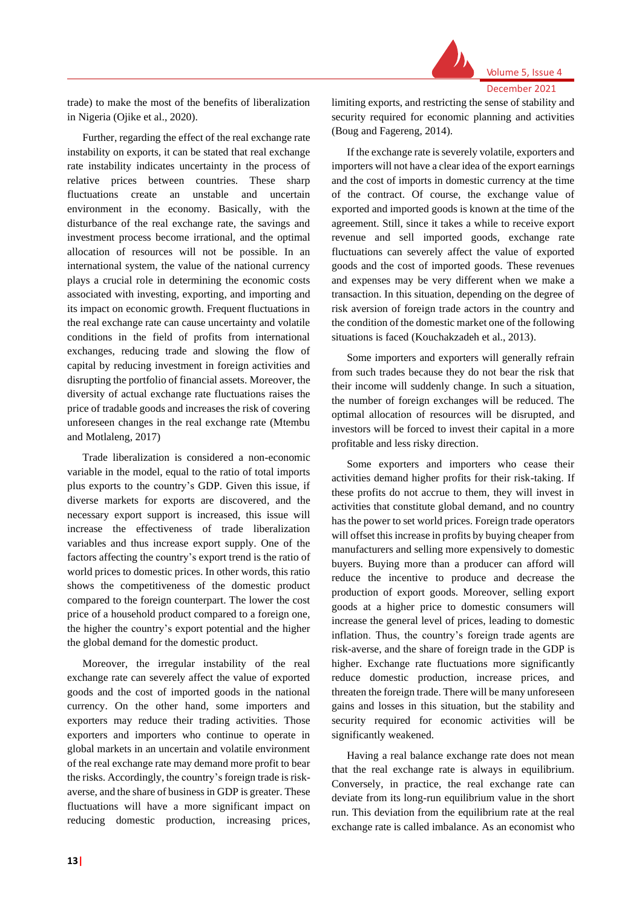trade) to make the most of the benefits of liberalization in Nigeria (Ojike et al., 2020).

Further, regarding the effect of the real exchange rate instability on exports, it can be stated that real exchange rate instability indicates uncertainty in the process of relative prices between countries. These sharp fluctuations create an unstable and uncertain environment in the economy. Basically, with the disturbance of the real exchange rate, the savings and investment process become irrational, and the optimal allocation of resources will not be possible. In an international system, the value of the national currency plays a crucial role in determining the economic costs associated with investing, exporting, and importing and its impact on economic growth. Frequent fluctuations in the real exchange rate can cause uncertainty and volatile conditions in the field of profits from international exchanges, reducing trade and slowing the flow of capital by reducing investment in foreign activities and disrupting the portfolio of financial assets. Moreover, the diversity of actual exchange rate fluctuations raises the price of tradable goods and increases the risk of covering unforeseen changes in the real exchange rate (Mtembu and Motlaleng, 2017)

Trade liberalization is considered a non-economic variable in the model, equal to the ratio of total imports plus exports to the country's GDP. Given this issue, if diverse markets for exports are discovered, and the necessary export support is increased, this issue will increase the effectiveness of trade liberalization variables and thus increase export supply. One of the factors affecting the country's export trend is the ratio of world prices to domestic prices. In other words, this ratio shows the competitiveness of the domestic product compared to the foreign counterpart. The lower the cost price of a household product compared to a foreign one, the higher the country's export potential and the higher the global demand for the domestic product.

Moreover, the irregular instability of the real exchange rate can severely affect the value of exported goods and the cost of imported goods in the national currency. On the other hand, some importers and exporters may reduce their trading activities. Those exporters and importers who continue to operate in global markets in an uncertain and volatile environment of the real exchange rate may demand more profit to bear the risks. Accordingly, the country's foreign trade is risk-averse, and the share of business in GDP is greater. These fluctuations will have a more significant impact on reducing domestic production, increasing prices, limiting exports, and restricting the sense of stability and security required for economic planning and activities (Boug and Fagereng, 2014).

If the exchange rate is severely volatile, exporters and importers will not have a clear idea of the export earnings and the cost of imports in domestic currency at the time of the contract. Of course, the exchange value of exported and imported goods is known at the time of the agreement. Still, since it takes a while to receive export revenue and sell imported goods, exchange rate fluctuations can severely affect the value of exported goods and the cost of imported goods. These revenues and expenses may be very different when we make a transaction. In this situation, depending on the degree of risk aversion of foreign trade actors in the country and the condition of the domestic market one of the following situations is faced (Kouchakzadeh et al., 2013).

Some importers and exporters will generally refrain from such trades because they do not bear the risk that their income will suddenly change. In such a situation, the number of foreign exchanges will be reduced. The optimal allocation of resources will be disrupted, and investors will be forced to invest their capital in a more profitable and less risky direction.

Some exporters and importers who cease their activities demand higher profits for their risk-taking. If these profits do not accrue to them, they will invest in activities that constitute global demand, and no country has the power to set world prices. Foreign trade operators will offset this increase in profits by buying cheaper from manufacturers and selling more expensively to domestic buyers. Buying more than a producer can afford will reduce the incentive to produce and decrease the production of export goods. Moreover, selling export goods at a higher price to domestic consumers will increase the general level of prices, leading to domestic inflation. Thus, the country's foreign trade agents are risk-averse, and the share of foreign trade in the GDP is higher. Exchange rate fluctuations more significantly reduce domestic production, increase prices, and threaten the foreign trade. There will be many unforeseen gains and losses in this situation, but the stability and security required for economic activities will be significantly weakened.

Having a real balance exchange rate does not mean that the real exchange rate is always in equilibrium. Conversely, in practice, the real exchange rate can deviate from its long-run equilibrium value in the short run. This deviation from the equilibrium rate at the real exchange rate is called imbalance. As an economist who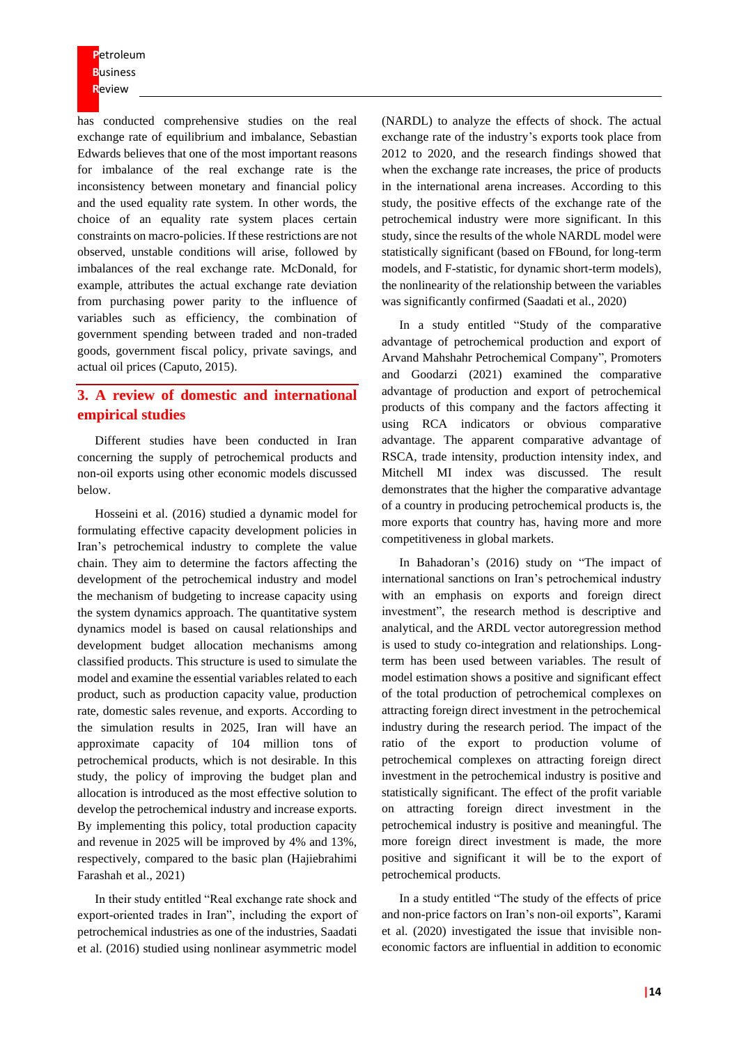has conducted comprehensive studies on the real exchange rate of equilibrium and imbalance, Sebastian Edwards believes that one of the most important reasons for imbalance of the real exchange rate is the inconsistency between monetary and financial policy and the used equality rate system. In other words, the choice of an equality rate system places certain constraints on macro-policies. If these restrictions are not observed, unstable conditions will arise, followed by imbalances of the real exchange rate. McDonald, for example, attributes the actual exchange rate deviation from purchasing power parity to the influence of variables such as efficiency, the combination of government spending between traded and non-traded goods, government fiscal policy, private savings, and actual oil prices (Caputo, 2015).

## 3. A review of domestic and international empirical studies

Different studies have been conducted in Iran concerning the supply of petrochemical products and non-oil exports using other economic models discussed below.

Hosseini et al. (2016) studied a dynamic model for formulating effective capacity development policies in Iran's petrochemical industry to complete the value chain. They aim to determine the factors affecting the development of the petrochemical industry and model the mechanism of budgeting to increase capacity using the system dynamics approach. The quantitative system dynamics model is based on causal relationships and development budget allocation mechanisms among classified products. This structure is used to simulate the model and examine the essential variables related to each product, such as production capacity value, production rate, domestic sales revenue, and exports. According to the simulation results in 2025, Iran will have an approximate capacity of 104 million tons of petrochemical products, which is not desirable. In this study, the policy of improving the budget plan and allocation is introduced as the most effective solution to develop the petrochemical industry and increase exports. By implementing this policy, total production capacity and revenue in 2025 will be improved by 4% and 13%, respectively, compared to the basic plan (Hajiebrahimi Farashah et al., 2021)

In their study entitled "Real exchange rate shock and export-oriented trades in Iran", including the export of petrochemical industries as one of the industries, Saadati et al. (2016) studied using nonlinear asymmetric model (NARDL) to analyze the effects of shock. The actual exchange rate of the industry's exports took place from 2012 to 2020, and the research findings showed that when the exchange rate increases, the price of products in the international arena increases. According to this study, the positive effects of the exchange rate of the petrochemical industry were more significant. In this study, since the results of the whole NARDL model were statistically significant (based on FBound, for long-term models, and F-statistic, for dynamic short-term models), the nonlinearity of the relationship between the variables was significantly confirmed (Saadati et al., 2020)

In a study entitled "Study of the comparative advantage of petrochemical production and export of Arvand Mahshahr Petrochemical Company", Promoters and Goodarzi (2021) examined the comparative advantage of production and export of petrochemical products of this company and the factors affecting it using RCA indicators or obvious comparative advantage. The apparent comparative advantage of RSCA, trade intensity, production intensity index, and Mitchell MI index was discussed. The result demonstrates that the higher the comparative advantage of a country in producing petrochemical products is, the more exports that country has, having more and more competitiveness in global markets.

In Bahadoran's (2016) study on "The impact of international sanctions on Iran's petrochemical industry with an emphasis on exports and foreign direct investment", the research method is descriptive and analytical, and the ARDL vector autoregression method is used to study co-integration and relationships. Long-term has been used between variables. The result of model estimation shows a positive and significant effect of the total production of petrochemical complexes on attracting foreign direct investment in the petrochemical industry during the research period. The impact of the ratio of the export to production volume of petrochemical complexes on attracting foreign direct investment in the petrochemical industry is positive and statistically significant. The effect of the profit variable on attracting foreign direct investment in the petrochemical industry is positive and meaningful. The more foreign direct investment is made, the more positive and significant it will be to the export of petrochemical products.

In a study entitled "The study of the effects of price and non-price factors on Iran's non-oil exports", Karami et al. (2020) investigated the issue that invisible non-economic factors are influential in addition to economic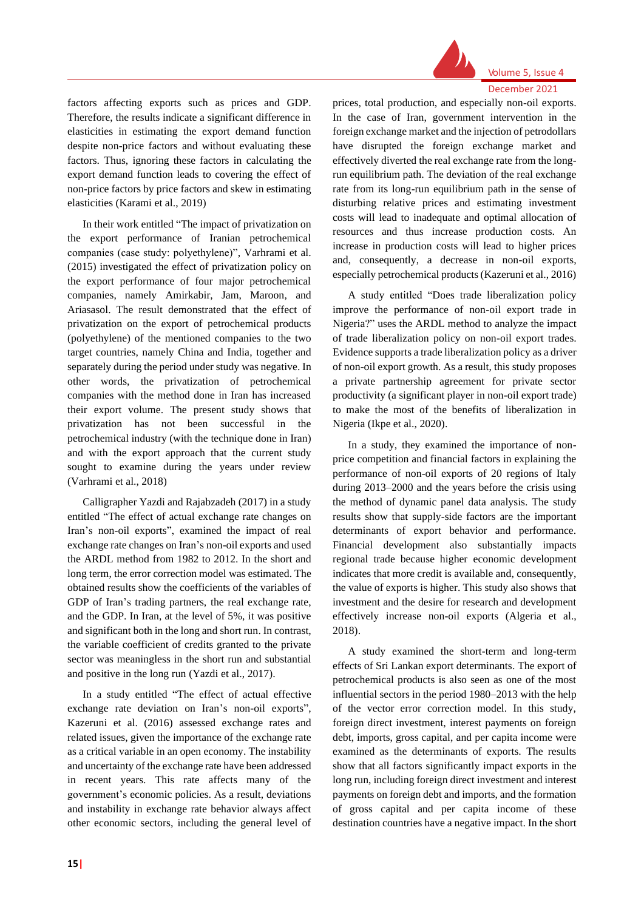factors affecting exports such as prices and GDP. Therefore, the results indicate a significant difference in elasticities in estimating the export demand function despite non-price factors and without evaluating these factors. Thus, ignoring these factors in calculating the export demand function leads to covering the effect of non-price factors by price factors and skew in estimating elasticities (Karami et al., 2019)

In their work entitled "The impact of privatization on the export performance of Iranian petrochemical companies (case study: polyethylene)", Varhrami et al. (2015) investigated the effect of privatization policy on the export performance of four major petrochemical companies, namely Amirkabir, Jam, Maroon, and Ariasasol. The result demonstrated that the effect of privatization on the export of petrochemical products (polyethylene) of the mentioned companies to the two target countries, namely China and India, together and separately during the period under study was negative. In other words, the privatization of petrochemical companies with the method done in Iran has increased their export volume. The present study shows that privatization has not been successful in the petrochemical industry (with the technique done in Iran) and with the export approach that the current study sought to examine during the years under review (Varhrami et al., 2018)

Calligrapher Yazdi and Rajabzadeh (2017) in a study entitled "The effect of actual exchange rate changes on Iran's non-oil exports", examined the impact of real exchange rate changes on Iran's non-oil exports and used the ARDL method from 1982 to 2012. In the short and long term, the error correction model was estimated. The obtained results show the coefficients of the variables of GDP of Iran's trading partners, the real exchange rate, and the GDP. In Iran, at the level of 5%, it was positive and significant both in the long and short run. In contrast, the variable coefficient of credits granted to the private sector was meaningless in the short run and substantial and positive in the long run (Yazdi et al., 2017).

In a study entitled "The effect of actual effective exchange rate deviation on Iran's non-oil exports", Kazeruni et al. (2016) assessed exchange rates and related issues, given the importance of the exchange rate as a critical variable in an open economy. The instability and uncertainty of the exchange rate have been addressed in recent years. This rate affects many of the government's economic policies. As a result, deviations and instability in exchange rate behavior always affect other economic sectors, including the general level of prices, total production, and especially non-oil exports. In the case of Iran, government intervention in the foreign exchange market and the injection of petrodollars have disrupted the foreign exchange market and effectively diverted the real exchange rate from the long-run equilibrium path. The deviation of the real exchange rate from its long-run equilibrium path in the sense of disturbing relative prices and estimating investment costs will lead to inadequate and optimal allocation of resources and thus increase production costs. An increase in production costs will lead to higher prices and, consequently, a decrease in non-oil exports, especially petrochemical products (Kazeruni et al., 2016)

A study entitled "Does trade liberalization policy improve the performance of non-oil export trade in Nigeria?" uses the ARDL method to analyze the impact of trade liberalization policy on non-oil export trades. Evidence supports a trade liberalization policy as a driver of non-oil export growth. As a result, this study proposes a private partnership agreement for private sector productivity (a significant player in non-oil export trade) to make the most of the benefits of liberalization in Nigeria (Ikpe et al., 2020).

In a study, they examined the importance of non-price competition and financial factors in explaining the performance of non-oil exports of 20 regions of Italy during 2013–2000 and the years before the crisis using the method of dynamic panel data analysis. The study results show that supply-side factors are the important determinants of export behavior and performance. Financial development also substantially impacts regional trade because higher economic development indicates that more credit is available and, consequently, the value of exports is higher. This study also shows that investment and the desire for research and development effectively increase non-oil exports (Algeria et al., 2018).

A study examined the short-term and long-term effects of Sri Lankan export determinants. The export of petrochemical products is also seen as one of the most influential sectors in the period 1980–2013 with the help of the vector error correction model. In this study, foreign direct investment, interest payments on foreign debt, imports, gross capital, and per capita income were examined as the determinants of exports. The results show that all factors significantly impact exports in the long run, including foreign direct investment and interest payments on foreign debt and imports, and the formation of gross capital and per capita income of these destination countries have a negative impact. In the short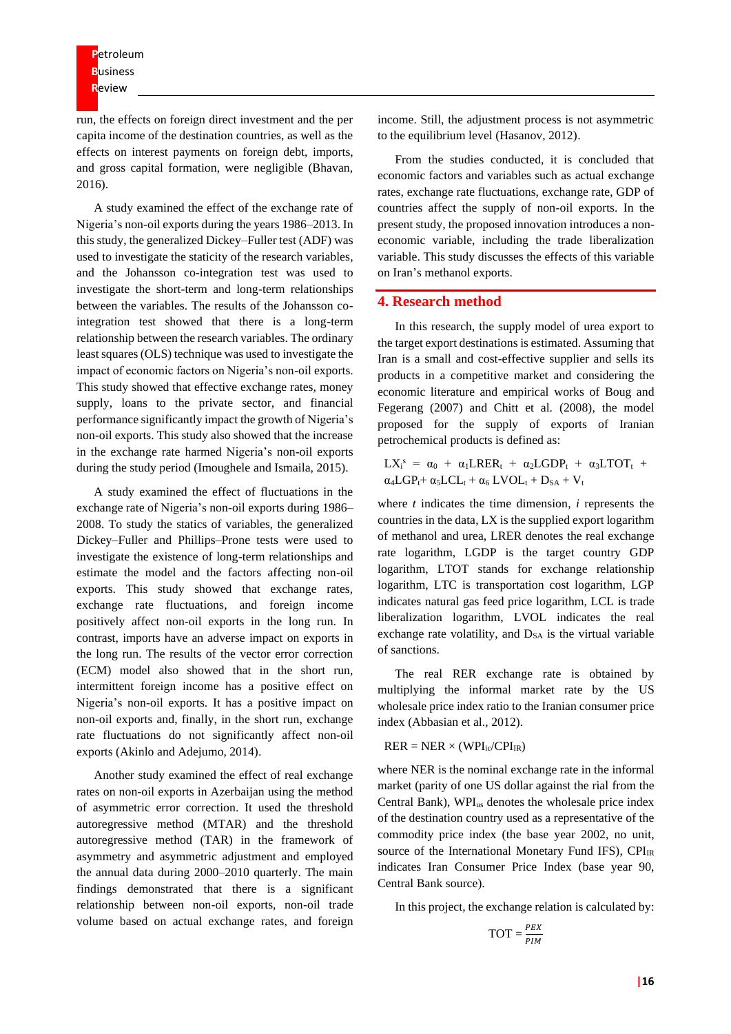run, the effects on foreign direct investment and the per capita income of the destination countries, as well as the effects on interest payments on foreign debt, imports, and gross capital formation, were negligible (Bhavan, 2016).

A study examined the effect of the exchange rate of Nigeria's non-oil exports during the years 1986–2013. In this study, the generalized Dickey–Fuller test (ADF) was used to investigate the staticity of the research variables, and the Johansson co-integration test was used to investigate the short-term and long-term relationships between the variables. The results of the Johansson co-integration test showed that there is a long-term relationship between the research variables. The ordinary least squares (OLS) technique was used to investigate the impact of economic factors on Nigeria's non-oil exports. This study showed that effective exchange rates, money supply, loans to the private sector, and financial performance significantly impact the growth of Nigeria's non-oil exports. This study also showed that the increase in the exchange rate harmed Nigeria's non-oil exports during the study period (Imoughele and Ismaila, 2015).

A study examined the effect of fluctuations in the exchange rate of Nigeria's non-oil exports during 1986–2008. To study the statics of variables, the generalized Dickey–Fuller and Phillips–Prone tests were used to investigate the existence of long-term relationships and estimate the model and the factors affecting non-oil exports. This study showed that exchange rates, exchange rate fluctuations, and foreign income positively affect non-oil exports in the long run. In contrast, imports have an adverse impact on exports in the long run. The results of the vector error correction (ECM) model also showed that in the short run, intermittent foreign income has a positive effect on Nigeria's non-oil exports. It has a positive impact on non-oil exports and, finally, in the short run, exchange rate fluctuations do not significantly affect non-oil exports (Akinlo and Adejumo, 2014).

Another study examined the effect of real exchange rates on non-oil exports in Azerbaijan using the method of asymmetric error correction. It used the threshold autoregressive method (MTAR) and the threshold autoregressive method (TAR) in the framework of asymmetry and asymmetric adjustment and employed the annual data during 2000–2010 quarterly. The main findings demonstrated that there is a significant relationship between non-oil exports, non-oil trade volume based on actual exchange rates, and foreign income. Still, the adjustment process is not asymmetric to the equilibrium level (Hasanov, 2012).

From the studies conducted, it is concluded that economic factors and variables such as actual exchange rates, exchange rate fluctuations, exchange rate, GDP of countries affect the supply of non-oil exports. In the present study, the proposed innovation introduces a non-economic variable, including the trade liberalization variable. This study discusses the effects of this variable on Iran's methanol exports.

## 4. Research method

In this research, the supply model of urea export to the target export destinations is estimated. Assuming that Iran is a small and cost-effective supplier and sells its products in a competitive market and considering the economic literature and empirical works of Boug and Fegerang (2007) and Chitt et al. (2008), the model proposed for the supply of exports of Iranian petrochemical products is defined as:

$$LX_i^s = \alpha_0 + \alpha_1 LRER_t + \alpha_2 LGDP_t + \alpha_3 LTOT_t + \alpha_4 LGP_t + \alpha_5 LCL_t + \alpha_6\, LVOL_t + D_{SA} + V_t$$

where *t* indicates the time dimension, *i* represents the countries in the data, LX is the supplied export logarithm of methanol and urea, LRER denotes the real exchange rate logarithm, LGDP is the target country GDP logarithm, LTOT stands for exchange relationship logarithm, LTC is transportation cost logarithm, LGP indicates natural gas feed price logarithm, LCL is trade liberalization logarithm, LVOL indicates the real exchange rate volatility, and $D_{SA}$ is the virtual variable of sanctions.

The real RER exchange rate is obtained by multiplying the informal market rate by the US wholesale price index ratio to the Iranian consumer price index (Abbasian et al., 2012).

$$RER = NER \times (WPI_{ic}/CPI_{IR})$$

where NER is the nominal exchange rate in the informal market (parity of one US dollar against the rial from the Central Bank), $WPI_{us}$ denotes the wholesale price index of the destination country used as a representative of the commodity price index (the base year 2002, no unit, source of the International Monetary Fund IFS), $CPI_{IR}$ indicates Iran Consumer Price Index (base year 90, Central Bank source).

In this project, the exchange relation is calculated by:

$$TOT = \frac{PEX}{PIM}$$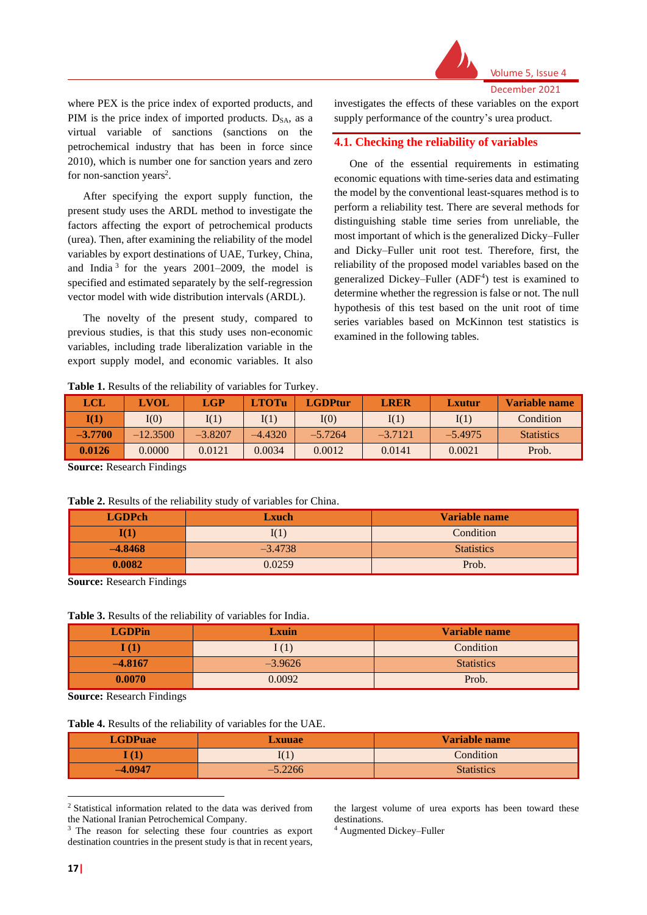where PEX is the price index of exported products, and PIM is the price index of imported products. $D_{SA}$, as a virtual variable of sanctions (sanctions on the petrochemical industry that has been in force since 2010), which is number one for sanction years and zero for non-sanction years[2].

After specifying the export supply function, the present study uses the ARDL method to investigate the factors affecting the export of petrochemical products (urea). Then, after examining the reliability of the model variables by export destinations of UAE, Turkey, China, and India[3] for the years 2001–2009, the model is specified and estimated separately by the self-regression vector model with wide distribution intervals (ARDL).

The novelty of the present study, compared to previous studies, is that this study uses non-economic variables, including trade liberalization variable in the export supply model, and economic variables. It also investigates the effects of these variables on the export supply performance of the country's urea product.

## 4.1. Checking the reliability of variables

One of the essential requirements in estimating economic equations with time-series data and estimating the model by the conventional least-squares method is to perform a reliability test. There are several methods for distinguishing stable time series from unreliable, the most important of which is the generalized Dicky–Fuller and Dicky–Fuller unit root test. Therefore, first, the reliability of the proposed model variables based on the generalized Dickey–Fuller (ADF[4]) test is examined to determine whether the regression is false or not. The null hypothesis of this test based on the unit root of time series variables based on McKinnon test statistics is examined in the following tables.

**Table 1.** Results of the reliability of variables for Turkey.

| LCL | LVOL | LGP | LTOTu | LGDPtur | LRER | Lxutur | Variable name |
|---|---|---|---|---|---|---|---|
| **I(1)** | I(0) | I(1) | I(1) | I(0) | I(1) | I(1) | Condition |
| **–3.7700** | –12.3500 | –3.8207 | –4.4320 | –5.7264 | –3.7121 | –5.4975 | Statistics |
| **0.0126** | 0.0000 | 0.0121 | 0.0034 | 0.0012 | 0.0141 | 0.0021 | Prob. |

**Source:** Research Findings

**Table 2.** Results of the reliability study of variables for China.

| LGDPch | Lxuch | Variable name |
|---|---|---|
| **I(1)** | I(1) | Condition |
| **–4.8468** | –3.4738 | Statistics |
| **0.0082** | 0.0259 | Prob. |

**Source:** Research Findings

**Table 3.** Results of the reliability of variables for India.

| LGDPin | Lxuin | Variable name |
|---|---|---|
| **I (1)** | I (1) | Condition |
| **–4.8167** | –3.9626 | Statistics |
| **0.0070** | 0.0092 | Prob. |

**Source:** Research Findings

**Table 4.** Results of the reliability of variables for the UAE.

| LGDPuae | Lxuuae | Variable name |
|---|---|---|
| **I (1)** | I(1) | Condition |
| **–4.0947** | –5.2266 | Statistics |

[2] Statistical information related to the data was derived from the National Iranian Petrochemical Company.

[3] The reason for selecting these four countries as export destination countries in the present study is that in recent years, the largest volume of urea exports has been toward these destinations.

[4] Augmented Dickey–Fuller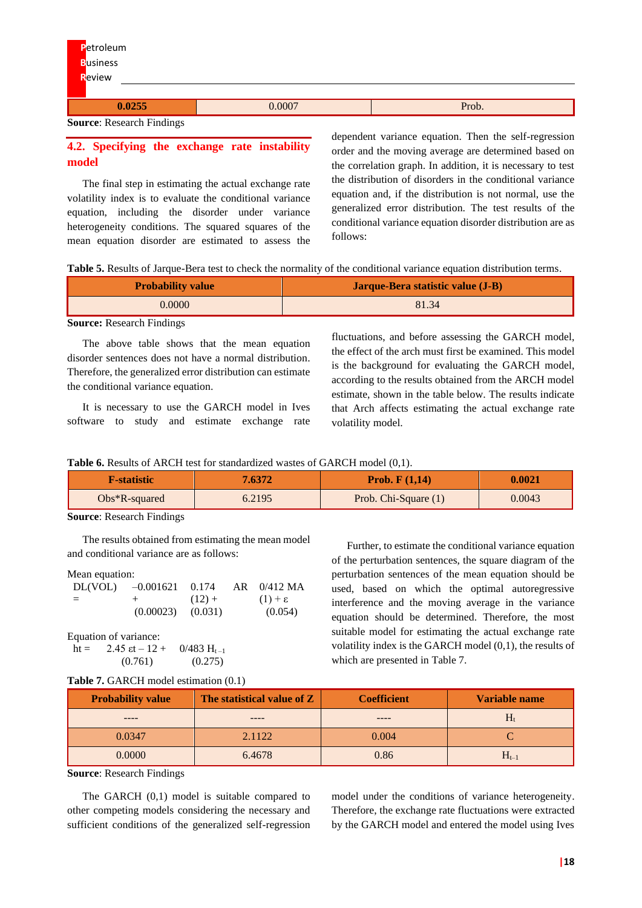| 0.0255 | 0.0007 | Prob. |
|---|---|---|

**Source**: Research Findings

## 4.2. Specifying the exchange rate instability model

The final step in estimating the actual exchange rate volatility index is to evaluate the conditional variance equation, including the disorder under variance heterogeneity conditions. The squared squares of the mean equation disorder are estimated to assess the dependent variance equation. Then the self-regression order and the moving average are determined based on the correlation graph. In addition, it is necessary to test the distribution of disorders in the conditional variance equation and, if the distribution is not normal, use the generalized error distribution. The test results of the conditional variance equation disorder distribution are as follows:

**Table 5.** Results of Jarque-Bera test to check the normality of the conditional variance equation distribution terms.

| Probability value | Jarque-Bera statistic value (J-B) |
|---|---|
| 0.0000 | 81.34 |

**Source:** Research Findings

The above table shows that the mean equation disorder sentences does not have a normal distribution. Therefore, the generalized error distribution can estimate the conditional variance equation.

It is necessary to use the GARCH model in Ives software to study and estimate exchange rate fluctuations, and before assessing the GARCH model, the effect of the arch must first be examined. This model is the background for evaluating the GARCH model, according to the results obtained from the ARCH model estimate, shown in the table below. The results indicate that Arch affects estimating the actual exchange rate volatility model.

**Table 6.** Results of ARCH test for standardized wastes of GARCH model (0,1).

| F-statistic | 7.6372 | Prob. F (1,14) | 0.0021 |
|---|---|---|---|
| Obs*R-squared | 6.2195 | Prob. Chi-Square (1) | 0.0043 |

**Source**: Research Findings

The results obtained from estimating the mean model and conditional variance are as follows:

Mean equation:

$$DL(VOL) = -0.001621 + 0.174\ AR(12) + 0/412\ MA(1) + \varepsilon$$
$$(0.00023)\qquad (0.031)\qquad (0.054)$$

Equation of variance:

$$ht = 2.45\ \varepsilon t - 12 + 0/483\ H_{t-1}$$
$$(0.761)\qquad (0.275)$$

Further, to estimate the conditional variance equation of the perturbation sentences, the square diagram of the perturbation sentences of the mean equation should be used, based on which the optimal autoregressive interference and the moving average in the variance equation should be determined. Therefore, the most suitable model for estimating the actual exchange rate volatility index is the GARCH model (0,1), the results of which are presented in Table 7.

**Table 7.** GARCH model estimation (0.1)

| Probability value | The statistical value of Z | Coefficient | Variable name |
|---|---|---|---|
| ---- | ---- | ---- | $H_t$ |
| 0.0347 | 2.1122 | 0.004 | C |
| 0.0000 | 6.4678 | 0.86 | $H_{t-1}$ |

**Source**: Research Findings

The GARCH (0,1) model is suitable compared to other competing models considering the necessary and sufficient conditions of the generalized self-regression model under the conditions of variance heterogeneity. Therefore, the exchange rate fluctuations were extracted by the GARCH model and entered the model using Ives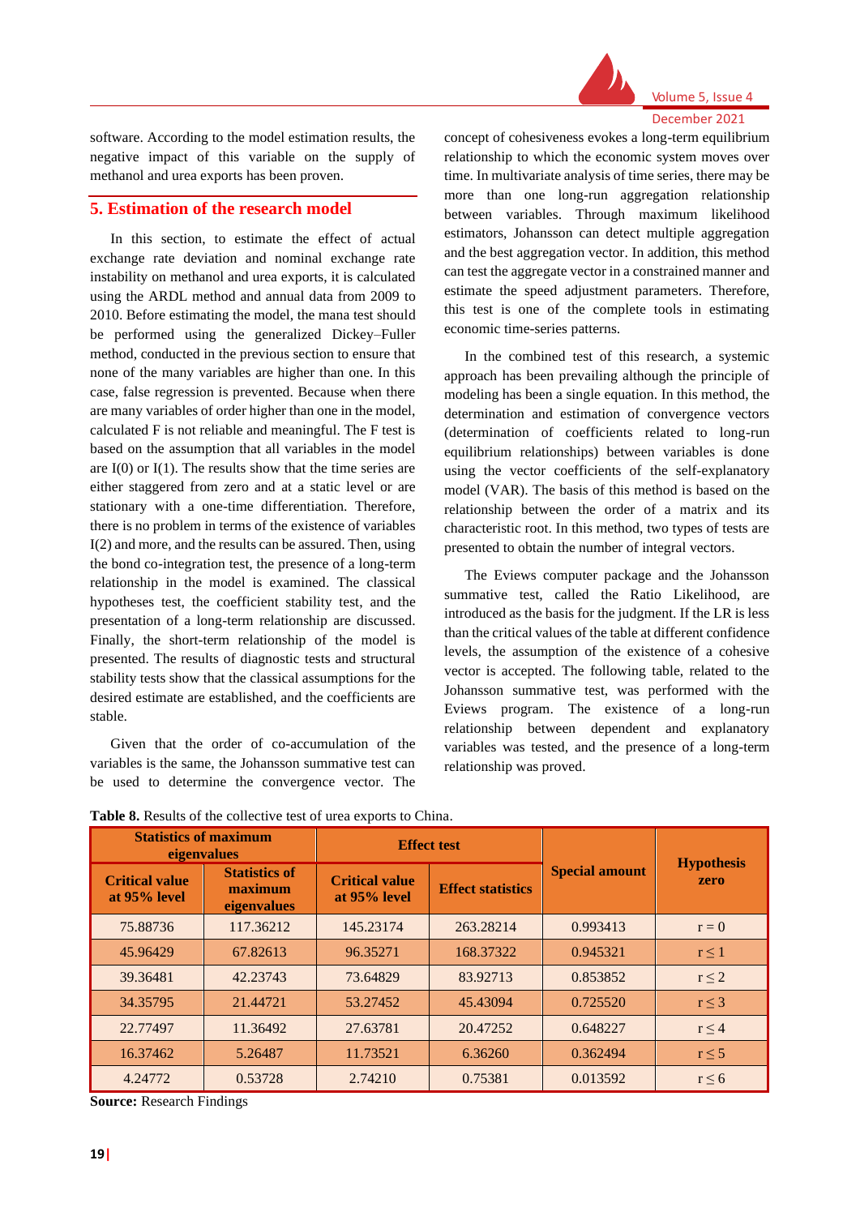software. According to the model estimation results, the negative impact of this variable on the supply of methanol and urea exports has been proven.

## 5. Estimation of the research model

In this section, to estimate the effect of actual exchange rate deviation and nominal exchange rate instability on methanol and urea exports, it is calculated using the ARDL method and annual data from 2009 to 2010. Before estimating the model, the mana test should be performed using the generalized Dickey–Fuller method, conducted in the previous section to ensure that none of the many variables are higher than one. In this case, false regression is prevented. Because when there are many variables of order higher than one in the model, calculated F is not reliable and meaningful. The F test is based on the assumption that all variables in the model are I(0) or I(1). The results show that the time series are either staggered from zero and at a static level or are stationary with a one-time differentiation. Therefore, there is no problem in terms of the existence of variables I(2) and more, and the results can be assured. Then, using the bond co-integration test, the presence of a long-term relationship in the model is examined. The classical hypotheses test, the coefficient stability test, and the presentation of a long-term relationship are discussed. Finally, the short-term relationship of the model is presented. The results of diagnostic tests and structural stability tests show that the classical assumptions for the desired estimate are established, and the coefficients are stable.

Given that the order of co-accumulation of the variables is the same, the Johansson summative test can be used to determine the convergence vector. The concept of cohesiveness evokes a long-term equilibrium relationship to which the economic system moves over time. In multivariate analysis of time series, there may be more than one long-run aggregation relationship between variables. Through maximum likelihood estimators, Johansson can detect multiple aggregation relationships and the best aggregation vector. In addition, this method can test the aggregate vector in a constrained manner and estimate the speed adjustment parameters. Therefore, this test is one of the complete tools in estimating economic time-series patterns.

In the combined test of this research, a systemic approach has been prevailing although the principle of modeling has been a single equation. In this method, the determination and estimation of convergence vectors (determination of coefficients related to long-run equilibrium relationships) between variables is done using the vector coefficients of the self-explanatory model (VAR). The basis of this method is based on the relationship between the order of a matrix and its characteristic root. In this method, two types of tests are presented to obtain the number of integral vectors.

The Eviews computer package and the Johansson summative test, called the Ratio Likelihood, are introduced as the basis for the judgment. If the LR is less than the critical values of the table at different confidence levels, the assumption of the existence of a cohesive vector is accepted. The following table, related to the Johansson summative test, was performed with the Eviews program. The existence of a long-run relationship between dependent and explanatory variables was tested, and the presence of a long-term relationship was proved.

**Table 8.** Results of the collective test of urea exports to China.

| Statistics of maximum eigenvalues | | Effect test | | Special amount | Hypothesis zero |
|---|---|---|---|---|---|
| Critical value at 95% level | Statistics of maximum eigenvalues | Critical value at 95% level | Effect statistics | | |
| 75.88736 | 117.36212 | 145.23174 | 263.28214 | 0.993413 | $r = 0$ |
| 45.96429 | 67.82613 | 96.35271 | 168.37322 | 0.945321 | $r \leq 1$ |
| 39.36481 | 42.23743 | 73.64829 | 83.92713 | 0.853852 | $r \leq 2$ |
| 34.35795 | 21.44721 | 53.27452 | 45.43094 | 0.725520 | $r \leq 3$ |
| 22.77497 | 11.36492 | 27.63781 | 20.47252 | 0.648227 | $r \leq 4$ |
| 16.37462 | 5.26487 | 11.73521 | 6.36260 | 0.362494 | $r \leq 5$ |
| 4.24772 | 0.53728 | 2.74210 | 0.75381 | 0.013592 | $r \leq 6$ |

**Source:** Research Findings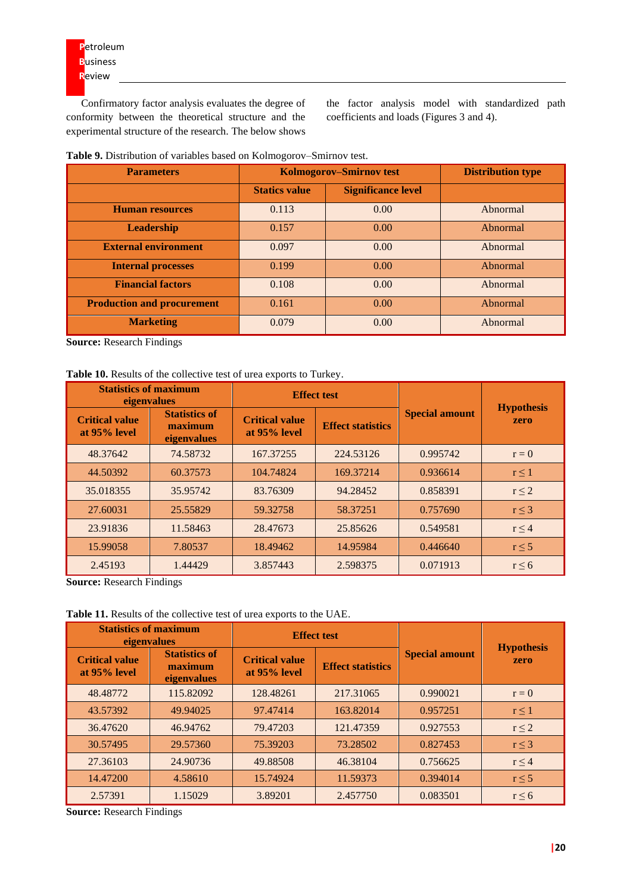Confirmatory factor analysis evaluates the degree of conformity between the theoretical structure and the experimental structure of the research. The below shows the factor analysis model with standardized path coefficients and loads (Figures 3 and 4).

**Table 9.** Distribution of variables based on Kolmogorov–Smirnov test.

| Parameters | Kolmogorov–Smirnov test | | Distribution type |
|---|---|---|---|
| | Statics value | Significance level | |
| Human resources | 0.113 | 0.00 | Abnormal |
| Leadership | 0.157 | 0.00 | Abnormal |
| External environment | 0.097 | 0.00 | Abnormal |
| Internal processes | 0.199 | 0.00 | Abnormal |
| Financial factors | 0.108 | 0.00 | Abnormal |
| Production and procurement | 0.161 | 0.00 | Abnormal |
| Marketing | 0.079 | 0.00 | Abnormal |

**Source:** Research Findings

**Table 10.** Results of the collective test of urea exports to Turkey.

| Statistics of maximum eigenvalues | | Effect test | | Special amount | Hypothesis zero |
|---|---|---|---|---|---|
| Critical value at 95% level | Statistics of maximum eigenvalues | Critical value at 95% level | Effect statistics | | |
| 48.37642 | 74.58732 | 167.37255 | 224.53126 | 0.995742 | r = 0 |
| 44.50392 | 60.37573 | 104.74824 | 169.37214 | 0.936614 | r ≤ 1 |
| 35.018355 | 35.95742 | 83.76309 | 94.28452 | 0.858391 | r ≤ 2 |
| 27.60031 | 25.55829 | 59.32758 | 58.37251 | 0.757690 | r ≤ 3 |
| 23.91836 | 11.58463 | 28.47673 | 25.85626 | 0.549581 | r ≤ 4 |
| 15.99058 | 7.80537 | 18.49462 | 14.95984 | 0.446640 | r ≤ 5 |
| 2.45193 | 1.44429 | 3.857443 | 2.598375 | 0.071913 | r ≤ 6 |

**Source:** Research Findings

**Table 11.** Results of the collective test of urea exports to the UAE.

| Statistics of maximum eigenvalues | | Effect test | | Special amount | Hypothesis zero |
|---|---|---|---|---|---|
| Critical value at 95% level | Statistics of maximum eigenvalues | Critical value at 95% level | Effect statistics | | |
| 48.48772 | 115.82092 | 128.48261 | 217.31065 | 0.990021 | r = 0 |
| 43.57392 | 49.94025 | 97.47414 | 163.82014 | 0.957251 | r ≤ 1 |
| 36.47620 | 46.94762 | 79.47203 | 121.47359 | 0.927553 | r ≤ 2 |
| 30.57495 | 29.57360 | 75.39203 | 73.28502 | 0.827453 | r ≤ 3 |
| 27.36103 | 24.90736 | 49.88508 | 46.38104 | 0.756625 | r ≤ 4 |
| 14.47200 | 4.58610 | 15.74924 | 11.59373 | 0.394014 | r ≤ 5 |
| 2.57391 | 1.15029 | 3.89201 | 2.457750 | 0.083501 | r ≤ 6 |

**Source:** Research Findings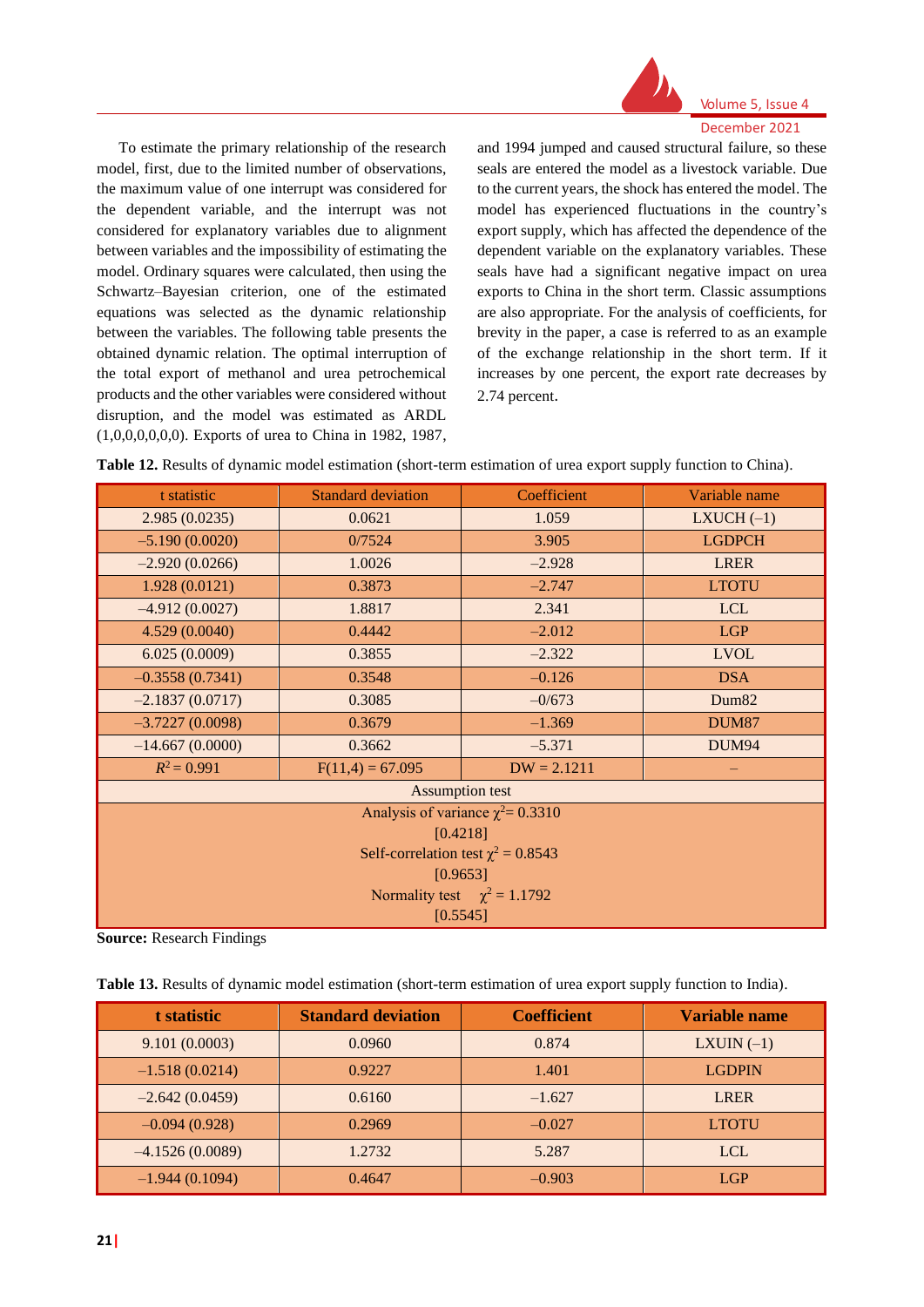To estimate the primary relationship of the research model, first, due to the limited number of observations, the maximum value of one interrupt was considered for the dependent variable, and the interrupt was not considered for explanatory variables due to alignment between variables and the impossibility of estimating the model. Ordinary squares were calculated, then using the Schwartz–Bayesian criterion, one of the estimated equations was selected as the dynamic relationship between the variables. The following table presents the obtained dynamic relation. The optimal interruption of the total export of methanol and urea petrochemical products and the other variables were considered without disruption, and the model was estimated as ARDL (1,0,0,0,0,0,0). Exports of urea to China in 1982, 1987, and 1994 jumped and caused structural failure, so these seals are entered the model as a livestock variable. Due to the current years, the shock has entered the model. The model has experienced fluctuations in the country's export supply, which has affected the dependence of the dependent variable on the explanatory variables. These seals have had a significant negative impact on urea exports to China in the short term. Classic assumptions are also appropriate. For the analysis of coefficients, for brevity in the paper, a case is referred to as an example of the exchange relationship in the short term. If it increases by one percent, the export rate decreases by 2.74 percent.

**Table 12.** Results of dynamic model estimation (short-term estimation of urea export supply function to China).

| t statistic | Standard deviation | Coefficient | Variable name |
|---|---|---|---|
| 2.985 (0.0235) | 0.0621 | 1.059 | LXUCH (–1) |
| –5.190 (0.0020) | 0/7524 | 3.905 | LGDPCH |
| –2.920 (0.0266) | 1.0026 | –2.928 | LRER |
| 1.928 (0.0121) | 0.3873 | –2.747 | LTOTU |
| –4.912 (0.0027) | 1.8817 | 2.341 | LCL |
| 4.529 (0.0040) | 0.4442 | –2.012 | LGP |
| 6.025 (0.0009) | 0.3855 | –2.322 | LVOL |
| –0.3558 (0.7341) | 0.3548 | –0.126 | DSA |
| –2.1837 (0.0717) | 0.3085 | –0/673 | Dum82 |
| –3.7227 (0.0098) | 0.3679 | –1.369 | DUM87 |
| –14.667 (0.0000) | 0.3662 | –5.371 | DUM94 |
| $R^2 = 0.991$ | $F(11,4) = 67.095$ | DW = 2.1211 | – |
| Assumption test | | | |
| Analysis of variance $\chi^2 = 0.3310$ [0.4218] | | | |
| Self-correlation test $\chi^2 = 0.8543$ [0.9653] | | | |
| Normality test $\chi^2 = 1.1792$ [0.5545] | | | |

**Source:** Research Findings

**Table 13.** Results of dynamic model estimation (short-term estimation of urea export supply function to India).

| t statistic | Standard deviation | Coefficient | Variable name |
|---|---|---|---|
| 9.101 (0.0003) | 0.0960 | 0.874 | LXUIN (–1) |
| –1.518 (0.0214) | 0.9227 | 1.401 | LGDPIN |
| –2.642 (0.0459) | 0.6160 | –1.627 | LRER |
| –0.094 (0.928) | 0.2969 | –0.027 | LTOTU |
| –4.1526 (0.0089) | 1.2732 | 5.287 | LCL |
| –1.944 (0.1094) | 0.4647 | –0.903 | LGP |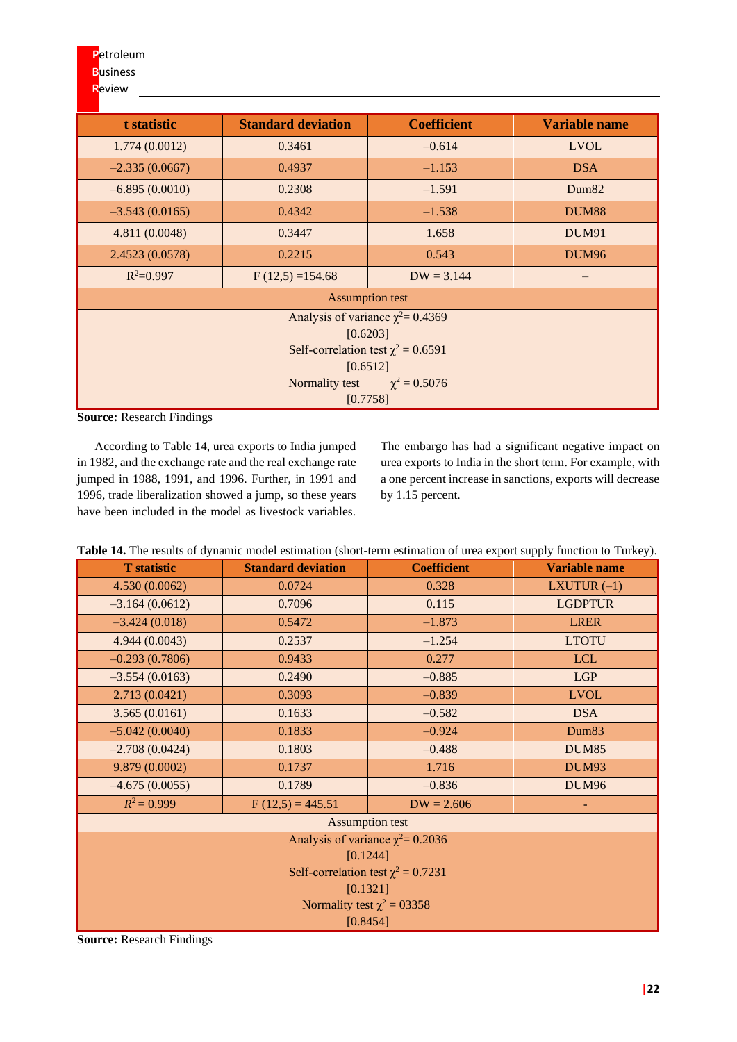| t statistic | Standard deviation | Coefficient | Variable name |
|---|---|---|---|
| 1.774 (0.0012) | 0.3461 | –0.614 | LVOL |
| –2.335 (0.0667) | 0.4937 | –1.153 | DSA |
| –6.895 (0.0010) | 0.2308 | –1.591 | Dum82 |
| –3.543 (0.0165) | 0.4342 | –1.538 | DUM88 |
| 4.811 (0.0048) | 0.3447 | 1.658 | DUM91 |
| 2.4523 (0.0578) | 0.2215 | 0.543 | DUM96 |
| $R^2$=0.997 | F (12,5) =154.68 | DW = 3.144 | – |
| Assumption test | | | |
| Analysis of variance $\chi^2$= 0.4369 [0.6203] Self-correlation test $\chi^2$ = 0.6591 [0.6512] Normality test $\chi^2$ = 0.5076 [0.7758] | | | |

**Source:** Research Findings

According to Table 14, urea exports to India jumped in 1982, and the exchange rate and the real exchange rate jumped in 1988, 1991, and 1996. Further, in 1991 and 1996, trade liberalization showed a jump, so these years have been included in the model as livestock variables. The embargo has had a significant negative impact on urea exports to India in the short term. For example, with a one percent increase in sanctions, exports will decrease by 1.15 percent.

**Table 14.** The results of dynamic model estimation (short-term estimation of urea export supply function to Turkey).

| T statistic | Standard deviation | Coefficient | Variable name |
|---|---|---|---|
| 4.530 (0.0062) | 0.0724 | 0.328 | LXUTUR (–1) |
| –3.164 (0.0612) | 0.7096 | 0.115 | LGDPTUR |
| –3.424 (0.018) | 0.5472 | –1.873 | LRER |
| 4.944 (0.0043) | 0.2537 | –1.254 | LTOTU |
| –0.293 (0.7806) | 0.9433 | 0.277 | LCL |
| –3.554 (0.0163) | 0.2490 | –0.885 | LGP |
| 2.713 (0.0421) | 0.3093 | –0.839 | LVOL |
| 3.565 (0.0161) | 0.1633 | –0.582 | DSA |
| –5.042 (0.0040) | 0.1833 | –0.924 | Dum83 |
| –2.708 (0.0424) | 0.1803 | –0.488 | DUM85 |
| 9.879 (0.0002) | 0.1737 | 1.716 | DUM93 |
| –4.675 (0.0055) | 0.1789 | –0.836 | DUM96 |
| $R^2$ = 0.999 | F (12,5) = 445.51 | DW = 2.606 | - |
| Assumption test | | | |
| Analysis of variance $\chi^2$= 0.2036 [0.1244] Self-correlation test $\chi^2$ = 0.7231 [0.1321] Normality test $\chi^2$ = 03358 [0.8454] | | | |

**Source:** Research Findings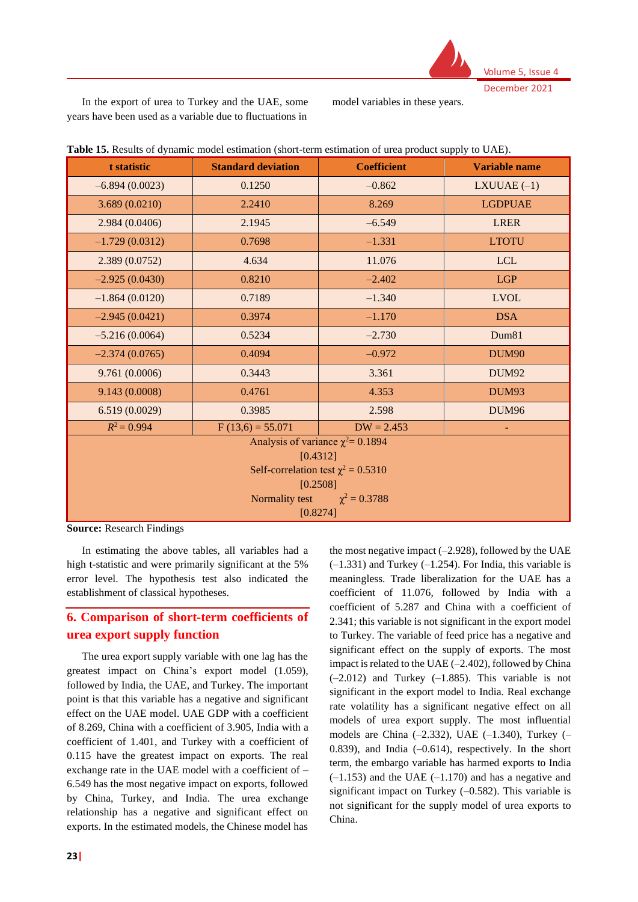In the export of urea to Turkey and the UAE, some years have been used as a variable due to fluctuations in model variables in these years.

**Table 15.** Results of dynamic model estimation (short-term estimation of urea product supply to UAE).

| t statistic | Standard deviation | Coefficient | Variable name |
|---|---|---|---|
| –6.894 (0.0023) | 0.1250 | –0.862 | LXUUAE (–1) |
| 3.689 (0.0210) | 2.2410 | 8.269 | LGDPUAE |
| 2.984 (0.0406) | 2.1945 | –6.549 | LRER |
| –1.729 (0.0312) | 0.7698 | –1.331 | LTOTU |
| 2.389 (0.0752) | 4.634 | 11.076 | LCL |
| –2.925 (0.0430) | 0.8210 | –2.402 | LGP |
| –1.864 (0.0120) | 0.7189 | –1.340 | LVOL |
| –2.945 (0.0421) | 0.3974 | –1.170 | DSA |
| –5.216 (0.0064) | 0.5234 | –2.730 | Dum81 |
| –2.374 (0.0765) | 0.4094 | –0.972 | DUM90 |
| 9.761 (0.0006) | 0.3443 | 3.361 | DUM92 |
| 9.143 (0.0008) | 0.4761 | 4.353 | DUM93 |
| 6.519 (0.0029) | 0.3985 | 2.598 | DUM96 |
| $R^2 = 0.994$ | F (13,6) = 55.071 | DW = 2.453 | - |
| Analysis of variance $\chi^2 = 0.1894$ [0.4312] Self-correlation test $\chi^2 = 0.5310$ [0.2508] Normality test $\chi^2 = 0.3788$ [0.8274] | | | |

**Source:** Research Findings

In estimating the above tables, all variables had a high t-statistic and were primarily significant at the 5% error level. The hypothesis test also indicated the establishment of classical hypotheses.

## 6. Comparison of short-term coefficients of urea export supply function

The urea export supply variable with one lag has the greatest impact on China's export model (1.059), followed by India, the UAE, and Turkey. The important point is that this variable has a negative and significant effect on the UAE model. UAE GDP with a coefficient of 8.269, China with a coefficient of 3.905, India with a coefficient of 1.401, and Turkey with a coefficient of 0.115 have the greatest impact on exports. The real exchange rate in the UAE model with a coefficient of –6.549 has the most negative impact on exports, followed by China, Turkey, and India. The urea exchange relationship has a negative and significant effect on exports. In the estimated models, the Chinese model has the most negative impact (–2.928), followed by the UAE (–1.331) and Turkey (–1.254). For India, this variable is meaningless. Trade liberalization for the UAE has a coefficient of 11.076, followed by India with a coefficient of 5.287 and China with a coefficient of 2.341; this variable is not significant in the export model to Turkey. The variable of feed price has a negative and significant effect on the supply of exports. The most impact is related to the UAE (–2.402), followed by China (–2.012) and Turkey (–1.885). This variable is not significant in the export model to India. Real exchange rate volatility has a significant negative effect on all models of urea export supply. The most influential models are China (–2.332), UAE (–1.340), Turkey (–0.839), and India (–0.614), respectively. In the short term, the embargo variable has harmed exports to India (–1.153) and the UAE (–1.170) and has a negative and significant impact on Turkey (–0.582). This variable is not significant for the supply model of urea exports to China.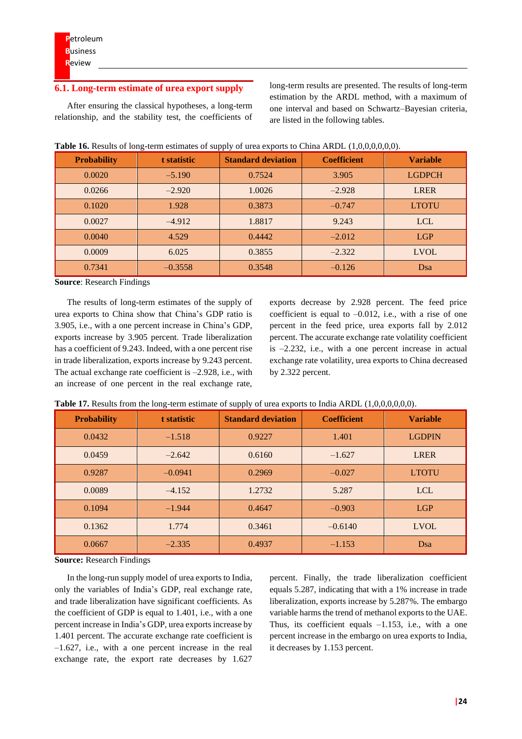## 6.1. Long-term estimate of urea export supply

After ensuring the classical hypotheses, a long-term relationship, and the stability test, the coefficients of long-term results are presented. The results of long-term estimation by the ARDL method, with a maximum of one interval and based on Schwartz–Bayesian criteria, are listed in the following tables.

**Table 16.** Results of long-term estimates of supply of urea exports to China ARDL (1,0,0,0,0,0,0).

| Probability | t statistic | Standard deviation | Coefficient | Variable |
|---|---|---|---|---|
| 0.0020 | –5.190 | 0.7524 | 3.905 | LGDPCH |
| 0.0266 | –2.920 | 1.0026 | –2.928 | LRER |
| 0.1020 | 1.928 | 0.3873 | –0.747 | LTOTU |
| 0.0027 | –4.912 | 1.8817 | 9.243 | LCL |
| 0.0040 | 4.529 | 0.4442 | –2.012 | LGP |
| 0.0009 | 6.025 | 0.3855 | –2.322 | LVOL |
| 0.7341 | –0.3558 | 0.3548 | –0.126 | Dsa |

**Source**: Research Findings

The results of long-term estimates of the supply of urea exports to China show that China's GDP ratio is 3.905, i.e., with a one percent increase in China's GDP, exports increase by 3.905 percent. Trade liberalization has a coefficient of 9.243. Indeed, with a one percent rise in trade liberalization, exports increase by 9.243 percent. The actual exchange rate coefficient is –2.928, i.e., with an increase of one percent in the real exchange rate, exports decrease by 2.928 percent. The feed price coefficient is equal to –0.012, i.e., with a rise of one percent in the feed price, urea exports fall by 2.012 percent. The accurate exchange rate volatility coefficient is –2.232, i.e., with a one percent increase in actual exchange rate volatility, urea exports to China decreased by 2.322 percent.

**Table 17.** Results from the long-term estimate of supply of urea exports to India ARDL (1,0,0,0,0,0,0).

| Probability | t statistic | Standard deviation | Coefficient | Variable |
|---|---|---|---|---|
| 0.0432 | –1.518 | 0.9227 | 1.401 | LGDPIN |
| 0.0459 | –2.642 | 0.6160 | –1.627 | LRER |
| 0.9287 | –0.0941 | 0.2969 | –0.027 | LTOTU |
| 0.0089 | –4.152 | 1.2732 | 5.287 | LCL |
| 0.1094 | –1.944 | 0.4647 | –0.903 | LGP |
| 0.1362 | 1.774 | 0.3461 | –0.6140 | LVOL |
| 0.0667 | –2.335 | 0.4937 | –1.153 | Dsa |

**Source:** Research Findings

In the long-run supply model of urea exports to India, only the variables of India's GDP, real exchange rate, and trade liberalization have significant coefficients. As the coefficient of GDP is equal to 1.401, i.e., with a one percent increase in India's GDP, urea exports increase by 1.401 percent. The accurate exchange rate coefficient is –1.627, i.e., with a one percent increase in the real exchange rate, the export rate decreases by 1.627 percent. Finally, the trade liberalization coefficient equals 5.287, indicating that with a 1% increase in trade liberalization, exports increase by 5.287%. The embargo variable harms the trend of methanol exports to the UAE. Thus, its coefficient equals –1.153, i.e., with a one percent increase in the embargo on urea exports to India, it decreases by 1.153 percent.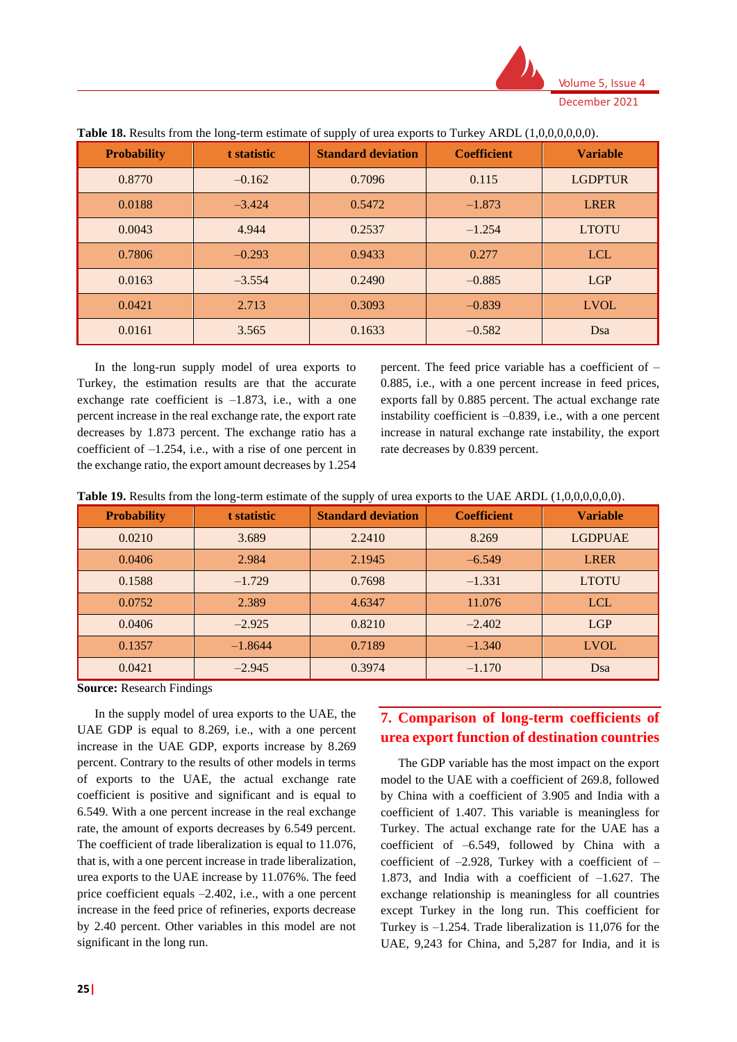**Table 18.** Results from the long-term estimate of supply of urea exports to Turkey ARDL (1,0,0,0,0,0,0).

| Probability | t statistic | Standard deviation | Coefficient | Variable |
|---|---|---|---|---|
| 0.8770 | –0.162 | 0.7096 | 0.115 | LGDPTUR |
| 0.0188 | –3.424 | 0.5472 | –1.873 | LRER |
| 0.0043 | 4.944 | 0.2537 | –1.254 | LTOTU |
| 0.7806 | –0.293 | 0.9433 | 0.277 | LCL |
| 0.0163 | –3.554 | 0.2490 | –0.885 | LGP |
| 0.0421 | 2.713 | 0.3093 | –0.839 | LVOL |
| 0.0161 | 3.565 | 0.1633 | –0.582 | Dsa |

In the long-run supply model of urea exports to Turkey, the estimation results are that the accurate exchange rate coefficient is –1.873, i.e., with a one percent increase in the real exchange rate, the export rate decreases by 1.873 percent. The exchange ratio has a coefficient of –1.254, i.e., with a rise of one percent in the exchange ratio, the export amount decreases by 1.254 percent. The feed price variable has a coefficient of –0.885, i.e., with a one percent increase in feed prices, exports fall by 0.885 percent. The actual exchange rate instability coefficient is –0.839, i.e., with a one percent increase in natural exchange rate instability, the export rate decreases by 0.839 percent.

**Table 19.** Results from the long-term estimate of the supply of urea exports to the UAE ARDL (1,0,0,0,0,0,0).

| Probability | t statistic | Standard deviation | Coefficient | Variable |
|---|---|---|---|---|
| 0.0210 | 3.689 | 2.2410 | 8.269 | LGDPUAE |
| 0.0406 | 2.984 | 2.1945 | –6.549 | LRER |
| 0.1588 | –1.729 | 0.7698 | –1.331 | LTOTU |
| 0.0752 | 2.389 | 4.6347 | 11.076 | LCL |
| 0.0406 | –2.925 | 0.8210 | –2.402 | LGP |
| 0.1357 | –1.8644 | 0.7189 | –1.340 | LVOL |
| 0.0421 | –2.945 | 0.3974 | –1.170 | Dsa |

**Source:** Research Findings

In the supply model of urea exports to the UAE, the UAE GDP is equal to 8.269, i.e., with a one percent increase in the UAE GDP, exports increase by 8.269 percent. Contrary to the results of other models in terms of exports to the UAE, the actual exchange rate coefficient is positive and significant and is equal to 6.549. With a one percent increase in the real exchange rate, the amount of exports decreases by 6.549 percent. The coefficient of trade liberalization is equal to 11.076, that is, with a one percent increase in trade liberalization, urea exports to the UAE increase by 11.076%. The feed price coefficient equals –2.402, i.e., with a one percent increase in the feed price of refineries, exports decrease by 2.40 percent. Other variables in this model are not significant in the long run.

## 7. Comparison of long-term coefficients of urea export function of destination countries

The GDP variable has the most impact on the export model to the UAE with a coefficient of 269.8, followed by China with a coefficient of 3.905 and India with a coefficient of 1.407. This variable is meaningless for Turkey. The actual exchange rate for the UAE has a coefficient of –6.549, followed by China with a coefficient of –2.928, Turkey with a coefficient of –1.873, and India with a coefficient of –1.627. The exchange relationship is meaningless for all countries except Turkey in the long run. This coefficient for Turkey is –1.254. Trade liberalization is 11,076 for the UAE, 9,243 for China, and 5,287 for India, and it is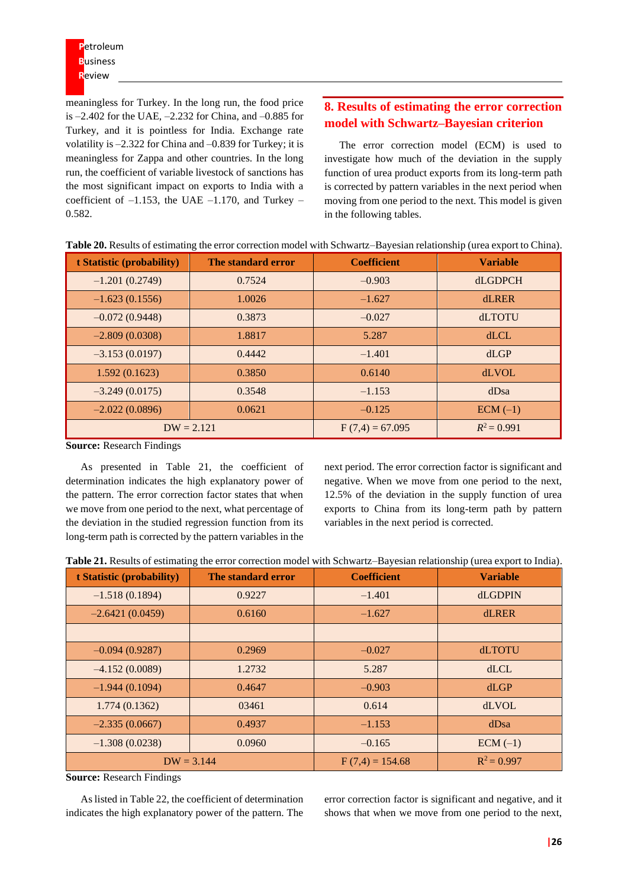meaningless for Turkey. In the long run, the food price is –2.402 for the UAE, –2.232 for China, and –0.885 for Turkey, and it is pointless for India. Exchange rate volatility is –2.322 for China and –0.839 for Turkey; it is meaningless for Zappa and other countries. In the long run, the coefficient of variable livestock of sanctions has the most significant impact on exports to India with a coefficient of –1.153, the UAE –1.170, and Turkey –0.582.

## 8. Results of estimating the error correction model with Schwartz–Bayesian criterion

The error correction model (ECM) is used to investigate how much of the deviation in the supply function of urea product exports from its long-term path is corrected by pattern variables in the next period when moving from one period to the next. This model is given in the following tables.

**Table 20.** Results of estimating the error correction model with Schwartz–Bayesian relationship (urea export to China).

| t Statistic (probability) | The standard error | Coefficient | Variable |
|---|---|---|---|
| –1.201 (0.2749) | 0.7524 | –0.903 | dLGDPCH |
| –1.623 (0.1556) | 1.0026 | –1.627 | dLRER |
| –0.072 (0.9448) | 0.3873 | –0.027 | dLTOTU |
| –2.809 (0.0308) | 1.8817 | 5.287 | dLCL |
| –3.153 (0.0197) | 0.4442 | –1.401 | dLGP |
| 1.592 (0.1623) | 0.3850 | 0.6140 | dLVOL |
| –3.249 (0.0175) | 0.3548 | –1.153 | dDsa |
| –2.022 (0.0896) | 0.0621 | –0.125 | ECM (–1) |
| DW = 2.121 | | $F(7,4) = 67.095$ | $R^2 = 0.991$ |

**Source:** Research Findings

As presented in Table 21, the coefficient of determination indicates the high explanatory power of the pattern. The error correction factor states that when we move from one period to the next, what percentage of the deviation in the studied regression function from its long-term path is corrected by the pattern variables in the next period. The error correction factor is significant and negative. When we move from one period to the next, 12.5% of the deviation in the supply function of urea exports to China from its long-term path by pattern variables in the next period is corrected.

**Table 21.** Results of estimating the error correction model with Schwartz–Bayesian relationship (urea export to India).

| t Statistic (probability) | The standard error | Coefficient | Variable |
|---|---|---|---|
| –1.518 (0.1894) | 0.9227 | –1.401 | dLGDPIN |
| –2.6421 (0.0459) | 0.6160 | –1.627 | dLRER |
| | | | |
| –0.094 (0.9287) | 0.2969 | –0.027 | dLTOTU |
| –4.152 (0.0089) | 1.2732 | 5.287 | dLCL |
| –1.944 (0.1094) | 0.4647 | –0.903 | dLGP |
| 1.774 (0.1362) | 03461 | 0.614 | dLVOL |
| –2.335 (0.0667) | 0.4937 | –1.153 | dDsa |
| –1.308 (0.0238) | 0.0960 | –0.165 | ECM (–1) |
| DW = 3.144 | | $F(7,4) = 154.68$ | $R^2 = 0.997$ |

**Source:** Research Findings

As listed in Table 22, the coefficient of determination indicates the high explanatory power of the pattern. The error correction factor is significant and negative, and it shows that when we move from one period to the next,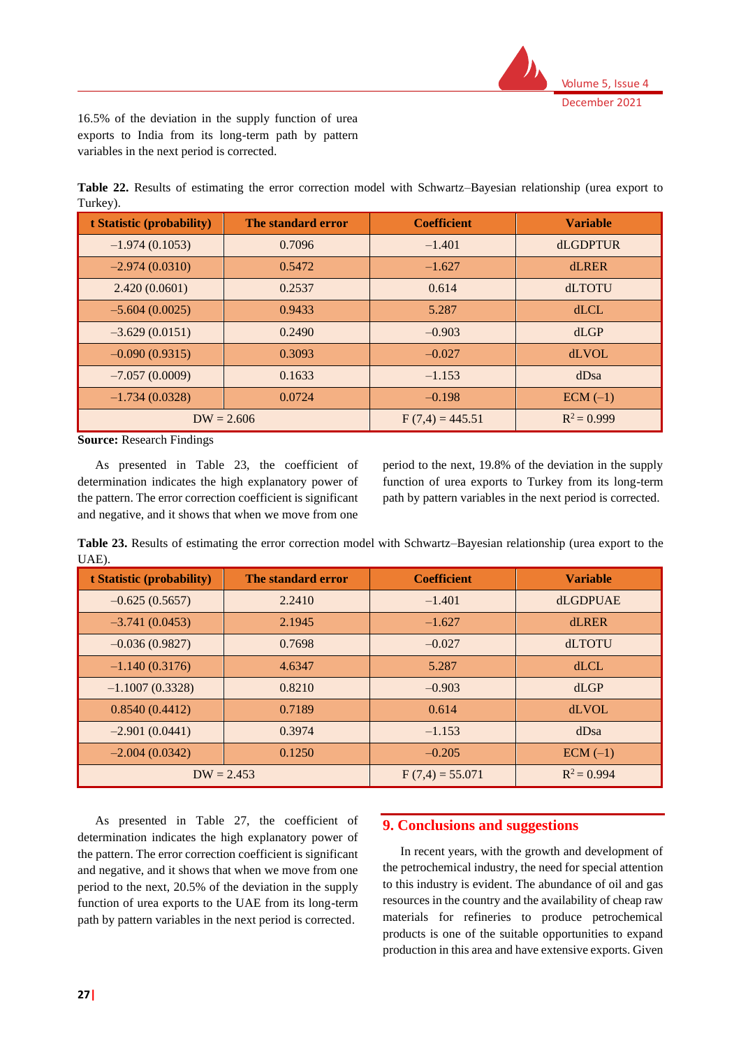16.5% of the deviation in the supply function of urea exports to India from its long-term path by pattern variables in the next period is corrected.

**Table 22.** Results of estimating the error correction model with Schwartz–Bayesian relationship (urea export to Turkey).

| t Statistic (probability) | The standard error | Coefficient | Variable |
|---|---|---|---|
| −1.974 (0.1053) | 0.7096 | −1.401 | dLGDPTUR |
| −2.974 (0.0310) | 0.5472 | −1.627 | dLRER |
| 2.420 (0.0601) | 0.2537 | 0.614 | dLTOTU |
| −5.604 (0.0025) | 0.9433 | 5.287 | dLCL |
| −3.629 (0.0151) | 0.2490 | −0.903 | dLGP |
| −0.090 (0.9315) | 0.3093 | −0.027 | dLVOL |
| −7.057 (0.0009) | 0.1633 | −1.153 | dDsa |
| −1.734 (0.0328) | 0.0724 | −0.198 | ECM (−1) |
| DW = 2.606 | | F (7,4) = 445.51 | $R^2 = 0.999$ |

**Source:** Research Findings

As presented in Table 23, the coefficient of determination indicates the high explanatory power of the pattern. The error correction coefficient is significant and negative, and it shows that when we move from one period to the next, 19.8% of the deviation in the supply function of urea exports to Turkey from its long-term path by pattern variables in the next period is corrected.

**Table 23.** Results of estimating the error correction model with Schwartz–Bayesian relationship (urea export to the UAE).

| t Statistic (probability) | The standard error | Coefficient | Variable |
|---|---|---|---|
| −0.625 (0.5657) | 2.2410 | −1.401 | dLGDPUAE |
| −3.741 (0.0453) | 2.1945 | −1.627 | dLRER |
| −0.036 (0.9827) | 0.7698 | −0.027 | dLTOTU |
| −1.140 (0.3176) | 4.6347 | 5.287 | dLCL |
| −1.1007 (0.3328) | 0.8210 | −0.903 | dLGP |
| 0.8540 (0.4412) | 0.7189 | 0.614 | dLVOL |
| −2.901 (0.0441) | 0.3974 | −1.153 | dDsa |
| −2.004 (0.0342) | 0.1250 | −0.205 | ECM (−1) |
| DW = 2.453 | | F (7,4) = 55.071 | $R^2 = 0.994$ |

As presented in Table 27, the coefficient of determination indicates the high explanatory power of the pattern. The error correction coefficient is significant and negative, and it shows that when we move from one period to the next, 20.5% of the deviation in the supply function of urea exports to the UAE from its long-term path by pattern variables in the next period is corrected.

## 9. Conclusions and suggestions

In recent years, with the growth and development of the petrochemical industry, the need for special attention to this industry is evident. The abundance of oil and gas resources in the country and the availability of cheap raw materials for refineries to produce petrochemical products is one of the suitable opportunities to expand production in this area and have extensive exports. Given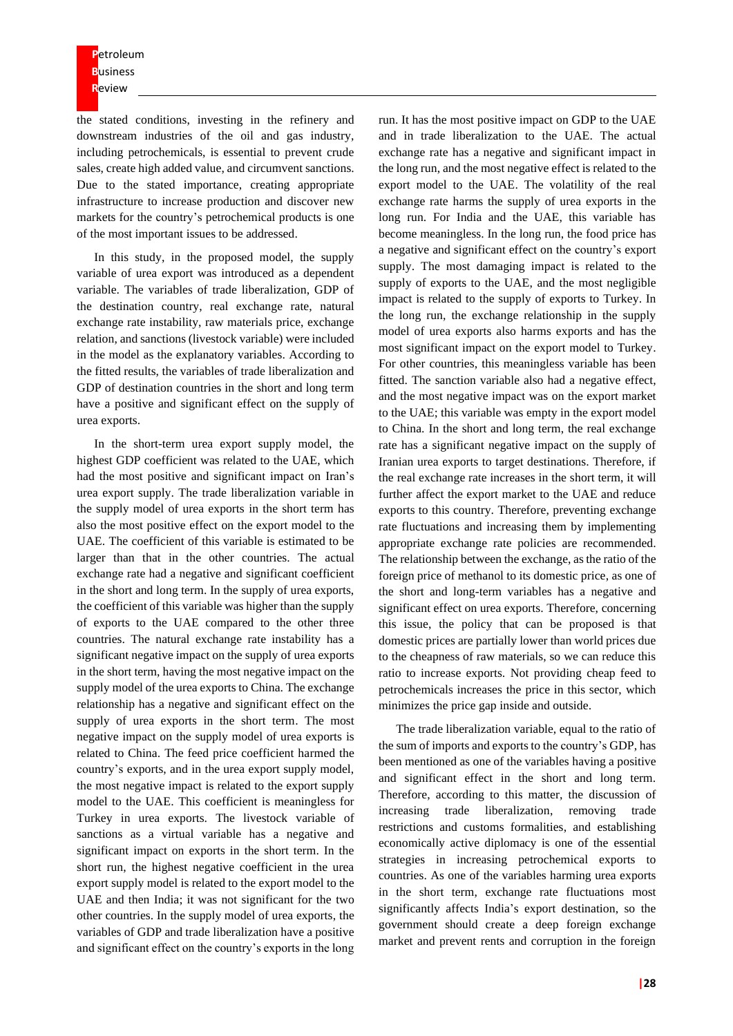the stated conditions, investing in the refinery and downstream industries of the oil and gas industry, including petrochemicals, is essential to prevent crude sales, create high added value, and circumvent sanctions. Due to the stated importance, creating appropriate infrastructure to increase production and discover new markets for the country's petrochemical products is one of the most important issues to be addressed.

In this study, in the proposed model, the supply variable of urea export was introduced as a dependent variable. The variables of trade liberalization, GDP of the destination country, real exchange rate, natural exchange rate instability, raw materials price, exchange relation, and sanctions (livestock variable) were included in the model as the explanatory variables. According to the fitted results, the variables of trade liberalization and GDP of destination countries in the short and long term have a positive and significant effect on the supply of urea exports.

In the short-term urea export supply model, the highest GDP coefficient was related to the UAE, which had the most positive and significant impact on Iran's urea export supply. The trade liberalization variable in the supply model of urea exports in the short term has also the most positive effect on the export model to the UAE. The coefficient of this variable is estimated to be larger than that in the other countries. The actual exchange rate had a negative and significant coefficient in the short and long term. In the supply of urea exports, the coefficient of this variable was higher than the supply of exports to the UAE compared to the other three countries. The natural exchange rate instability has a significant negative impact on the supply of urea exports in the short term, having the most negative impact on the supply model of the urea exports to China. The exchange relationship has a negative and significant effect on the supply of urea exports in the short term. The most negative impact on the supply model of urea exports is related to China. The feed price coefficient harmed the country's exports, and in the urea export supply model, the most negative impact is related to the export supply model to the UAE. This coefficient is meaningless for Turkey in urea exports. The livestock variable of sanctions as a virtual variable has a negative and significant impact on exports in the short term. In the short run, the highest negative coefficient in the urea export supply model is related to the export model to the UAE and then India; it was not significant for the two other countries. In the supply model of urea exports, the variables of GDP and trade liberalization have a positive and significant effect on the country's exports in the long run. It has the most positive impact on GDP to the UAE and in trade liberalization to the UAE. The actual exchange rate has a negative and significant impact in the long run, and the most negative effect is related to the export model to the UAE. The volatility of the real exchange rate harms the supply of urea exports in the long run. For India and the UAE, this variable has become meaningless. In the long run, the food price has a negative and significant effect on the country's export supply. The most damaging impact is related to the supply of exports to the UAE, and the most negligible impact is related to the supply of exports to Turkey. In the long run, the exchange relationship in the supply model of urea exports also harms exports and has the most significant impact on the export model to Turkey. For other countries, this meaningless variable has been fitted. The sanction variable also had a negative effect, and the most negative impact was on the export market to the UAE; this variable was empty in the export model to China. In the short and long term, the real exchange rate has a significant negative impact on the supply of Iranian urea exports to target destinations. Therefore, if the real exchange rate increases in the short term, it will further affect the export market to the UAE and reduce exports to this country. Therefore, preventing exchange rate fluctuations and increasing them by implementing appropriate exchange rate policies are recommended. The relationship between the exchange, as the ratio of the foreign price of methanol to its domestic price, as one of the short and long-term variables has a negative and significant effect on urea exports. Therefore, concerning this issue, the policy that can be proposed is that domestic prices are partially lower than world prices due to the cheapness of raw materials, so we can reduce this ratio to increase exports. Not providing cheap feed to petrochemicals increases the price in this sector, which minimizes the price gap inside and outside.

The trade liberalization variable, equal to the ratio of the sum of imports and exports to the country's GDP, has been mentioned as one of the variables having a positive and significant effect in the short and long term. Therefore, according to this matter, the discussion of increasing trade liberalization, removing trade restrictions and customs formalities, and establishing economically active diplomacy is one of the essential strategies in increasing petrochemical exports to countries. As one of the variables harming urea exports in the short term, exchange rate fluctuations most significantly affects India's export destination, so the government should create a deep foreign exchange market and prevent rents and corruption in the foreign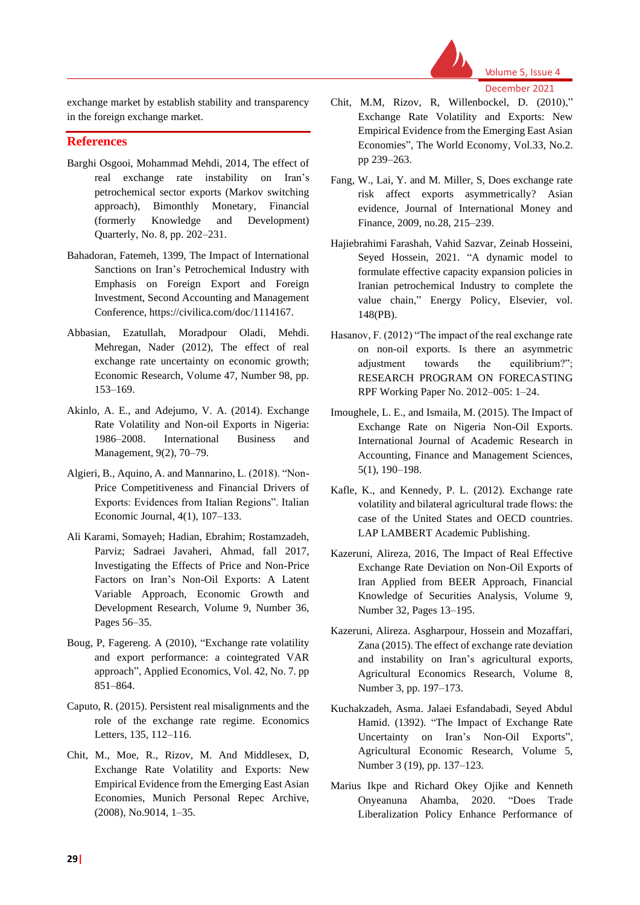exchange market by establish stability and transparency in the foreign exchange market.

## References

Barghi Osgooi, Mohammad Mehdi, 2014, The effect of real exchange rate instability on Iran's petrochemical sector exports (Markov switching approach), Bimonthly Monetary, Financial (formerly Knowledge and Development) Quarterly, No. 8, pp. 202–231.

Bahadoran, Fatemeh, 1399, The Impact of International Sanctions on Iran's Petrochemical Industry with Emphasis on Foreign Export and Foreign Investment, Second Accounting and Management Conference, https://civilica.com/doc/1114167.

Abbasian, Ezatullah, Moradpour Oladi, Mehdi. Mehregan, Nader (2012), The effect of real exchange rate uncertainty on economic growth; Economic Research, Volume 47, Number 98, pp. 153–169.

Akinlo, A. E., and Adejumo, V. A. (2014). Exchange Rate Volatility and Non-oil Exports in Nigeria: 1986–2008. International Business and Management, 9(2), 70–79.

Algieri, B., Aquino, A. and Mannarino, L. (2018). "Non-Price Competitiveness and Financial Drivers of Exports: Evidences from Italian Regions". Italian Economic Journal, 4(1), 107–133.

Ali Karami, Somayeh; Hadian, Ebrahim; Rostamzadeh, Parviz; Sadraei Javaheri, Ahmad, fall 2017, Investigating the Effects of Price and Non-Price Factors on Iran's Non-Oil Exports: A Latent Variable Approach, Economic Growth and Development Research, Volume 9, Number 36, Pages 56–35.

Boug, P, Fagereng. A (2010), "Exchange rate volatility and export performance: a cointegrated VAR approach", Applied Economics, Vol. 42, No. 7. pp 851–864.

Caputo, R. (2015). Persistent real misalignments and the role of the exchange rate regime. Economics Letters, 135, 112–116.

Chit, M., Moe, R., Rizov, M. And Middlesex, D, Exchange Rate Volatility and Exports: New Empirical Evidence from the Emerging East Asian Economies, Munich Personal Repec Archive, (2008), No.9014, 1–35.

Chit, M.M, Rizov, R, Willenbockel, D. (2010)," Exchange Rate Volatility and Exports: New Empirical Evidence from the Emerging East Asian Economies", The World Economy, Vol.33, No.2. pp 239–263.

Fang, W., Lai, Y. and M. Miller, S, Does exchange rate risk affect exports asymmetrically? Asian evidence, Journal of International Money and Finance, 2009, no.28, 215–239.

Hajiebrahimi Farashah, Vahid Sazvar, Zeinab Hosseini, Seyed Hossein, 2021. "A dynamic model to formulate effective capacity expansion policies in Iranian petrochemical Industry to complete the value chain," Energy Policy, Elsevier, vol. 148(PB).

Hasanov, F. (2012) "The impact of the real exchange rate on non-oil exports. Is there an asymmetric adjustment towards the equilibrium?"; RESEARCH PROGRAM ON FORECASTING RPF Working Paper No. 2012–005: 1–24.

Imoughele, L. E., and Ismaila, M. (2015). The Impact of Exchange Rate on Nigeria Non-Oil Exports. International Journal of Academic Research in Accounting, Finance and Management Sciences, 5(1), 190–198.

Kafle, K., and Kennedy, P. L. (2012). Exchange rate volatility and bilateral agricultural trade flows: the case of the United States and OECD countries. LAP LAMBERT Academic Publishing.

Kazeruni, Alireza, 2016, The Impact of Real Effective Exchange Rate Deviation on Non-Oil Exports of Iran Applied from BEER Approach, Financial Knowledge of Securities Analysis, Volume 9, Number 32, Pages 13–195.

Kazeruni, Alireza. Asgharpour, Hossein and Mozaffari, Zana (2015). The effect of exchange rate deviation and instability on Iran's agricultural exports, Agricultural Economics Research, Volume 8, Number 3, pp. 197–173.

Kuchakzadeh, Asma. Jalaei Esfandabadi, Seyed Abdul Hamid. (1392). "The Impact of Exchange Rate Uncertainty on Iran's Non-Oil Exports", Agricultural Economic Research, Volume 5, Number 3 (19), pp. 137–123.

Marius Ikpe and Richard Okey Ojike and Kenneth Onyeanuna Ahamba, 2020. "Does Trade Liberalization Policy Enhance Performance of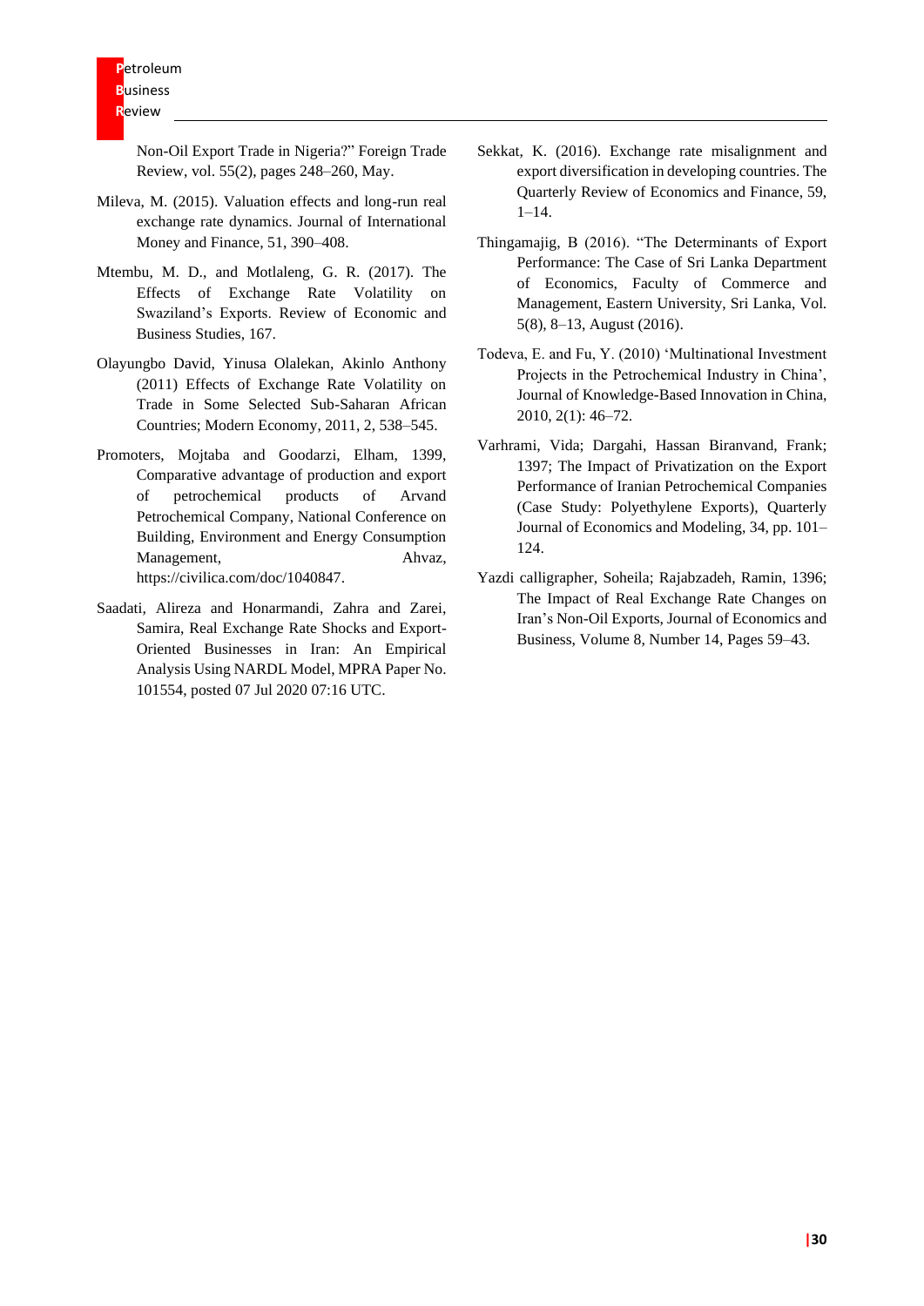Non-Oil Export Trade in Nigeria?" Foreign Trade Review, vol. 55(2), pages 248–260, May.

Mileva, M. (2015). Valuation effects and long-run real exchange rate dynamics. Journal of International Money and Finance, 51, 390–408.

Mtembu, M. D., and Motlaleng, G. R. (2017). The Effects of Exchange Rate Volatility on Swaziland's Exports. Review of Economic and Business Studies, 167.

Olayungbo David, Yinusa Olalekan, Akinlo Anthony (2011) Effects of Exchange Rate Volatility on Trade in Some Selected Sub-Saharan African Countries; Modern Economy, 2011, 2, 538–545.

Promoters, Mojtaba and Goodarzi, Elham, 1399, Comparative advantage of production and export of petrochemical products of Arvand Petrochemical Company, National Conference on Building, Environment and Energy Consumption Management, Ahvaz, https://civilica.com/doc/1040847.

Saadati, Alireza and Honarmandi, Zahra and Zarei, Samira, Real Exchange Rate Shocks and Export-Oriented Businesses in Iran: An Empirical Analysis Using NARDL Model, MPRA Paper No. 101554, posted 07 Jul 2020 07:16 UTC.

Sekkat, K. (2016). Exchange rate misalignment and export diversification in developing countries. The Quarterly Review of Economics and Finance, 59, 1–14.

Thingamajig, B (2016). "The Determinants of Export Performance: The Case of Sri Lanka Department of Economics, Faculty of Commerce and Management, Eastern University, Sri Lanka, Vol. 5(8), 8–13, August (2016).

Todeva, E. and Fu, Y. (2010) 'Multinational Investment Projects in the Petrochemical Industry in China', Journal of Knowledge-Based Innovation in China, 2010, 2(1): 46–72.

Varhrami, Vida; Dargahi, Hassan Biranvand, Frank; 1397; The Impact of Privatization on the Export Performance of Iranian Petrochemical Companies (Case Study: Polyethylene Exports), Quarterly Journal of Economics and Modeling, 34, pp. 101–124.

Yazdi calligrapher, Soheila; Rajabzadeh, Ramin, 1396; The Impact of Real Exchange Rate Changes on Iran's Non-Oil Exports, Journal of Economics and Business, Volume 8, Number 14, Pages 59–43.